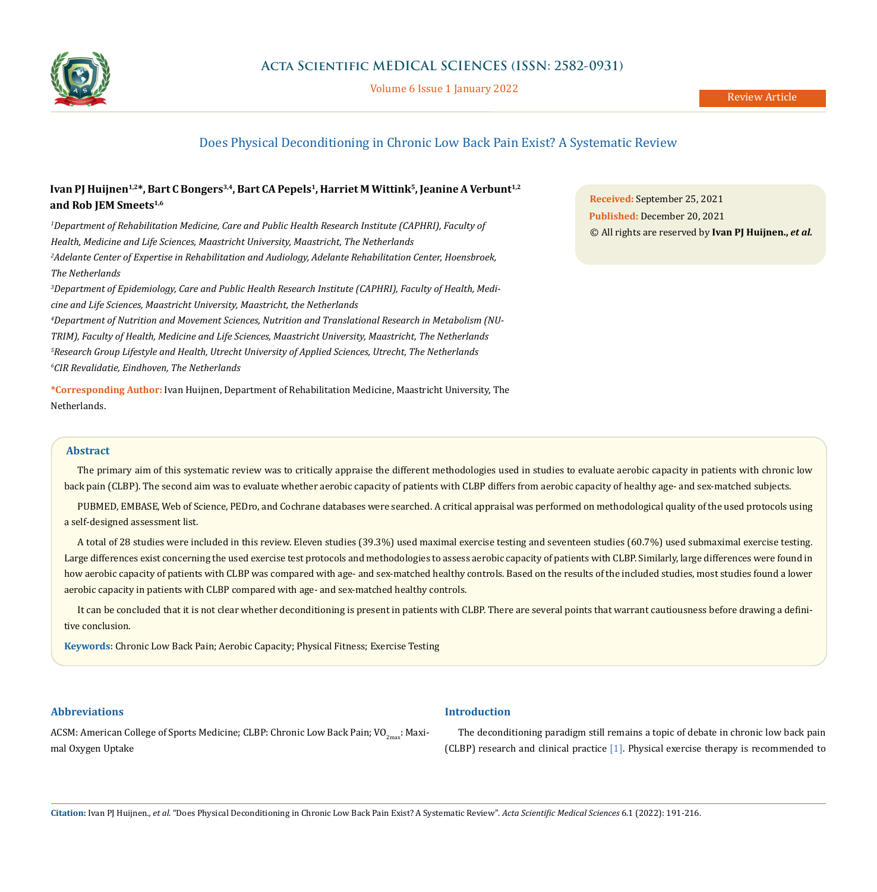Review Article

# Does Physical Deconditioning in Chronic Low Back Pain Exist? A Systematic Review

**Ivan PJ Huijnen[1,2]*, Bart C Bongers[3,4], Bart CA Pepels[1], Harriet M Wittink[5], Jeanine A Verbunt[1,2] and Rob JEM Smeets[1,6]**

[1]*Department of Rehabilitation Medicine, Care and Public Health Research Institute (CAPHRI), Faculty of Health, Medicine and Life Sciences, Maastricht University, Maastricht, The Netherlands*

[2]*Adelante Center of Expertise in Rehabilitation and Audiology, Adelante Rehabilitation Center, Hoensbroek, The Netherlands*

[3]*Department of Epidemiology, Care and Public Health Research Institute (CAPHRI), Faculty of Health, Medicine and Life Sciences, Maastricht University, Maastricht, the Netherlands*

[4]*Department of Nutrition and Movement Sciences, Nutrition and Translational Research in Metabolism (NUTRIM), Faculty of Health, Medicine and Life Sciences, Maastricht University, Maastricht, The Netherlands*

[5]*Research Group Lifestyle and Health, Utrecht University of Applied Sciences, Utrecht, The Netherlands*

[6]*CIR Revalidatie, Eindhoven, The Netherlands*

**\*Corresponding Author:** Ivan Huijnen, Department of Rehabilitation Medicine, Maastricht University, The Netherlands.

**Received:** September 25, 2021
**Published:** December 20, 2021
© All rights are reserved by **Ivan PJ Huijnen., *et al.***

## Abstract

The primary aim of this systematic review was to critically appraise the different methodologies used in studies to evaluate aerobic capacity in patients with chronic low back pain (CLBP). The second aim was to evaluate whether aerobic capacity of patients with CLBP differs from aerobic capacity of healthy age- and sex-matched subjects.

PUBMED, EMBASE, Web of Science, PEDro, and Cochrane databases were searched. A critical appraisal was performed on methodological quality of the used protocols using a self-designed assessment list.

A total of 28 studies were included in this review. Eleven studies (39.3%) used maximal exercise testing and seventeen studies (60.7%) used submaximal exercise testing. Large differences exist concerning the used exercise test protocols and methodologies to assess aerobic capacity of patients with CLBP. Similarly, large differences were found in how aerobic capacity of patients with CLBP was compared with age- and sex-matched healthy controls. Based on the results of the included studies, most studies found a lower aerobic capacity in patients with CLBP compared with age- and sex-matched healthy controls.

It can be concluded that it is not clear whether deconditioning is present in patients with CLBP. There are several points that warrant cautiousness before drawing a definitive conclusion.

**Keywords:** Chronic Low Back Pain; Aerobic Capacity; Physical Fitness; Exercise Testing

## Abbreviations

ACSM: American College of Sports Medicine; CLBP: Chronic Low Back Pain; $VO_{2max}$: Maximal Oxygen Uptake

## Introduction

The deconditioning paradigm still remains a topic of debate in chronic low back pain (CLBP) research and clinical practice [1]. Physical exercise therapy is recommended to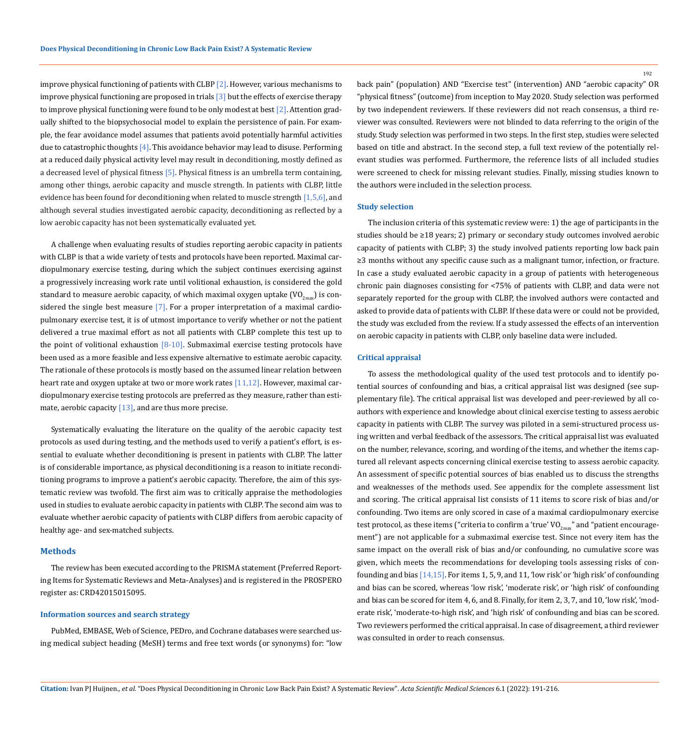improve physical functioning of patients with CLBP [2]. However, various mechanisms to improve physical functioning are proposed in trials [3] but the effects of exercise therapy to improve physical functioning were found to be only modest at best [2]. Attention gradually shifted to the biopsychosocial model to explain the persistence of pain. For example, the fear avoidance model assumes that patients avoid potentially harmful activities due to catastrophic thoughts [4]. This avoidance behavior may lead to disuse. Performing at a reduced daily physical activity level may result in deconditioning, mostly defined as a decreased level of physical fitness [5]. Physical fitness is an umbrella term containing, among other things, aerobic capacity and muscle strength. In patients with CLBP, little evidence has been found for deconditioning when related to muscle strength [1,5,6], and although several studies investigated aerobic capacity, deconditioning as reflected by a low aerobic capacity has not been systematically evaluated yet.

A challenge when evaluating results of studies reporting aerobic capacity in patients with CLBP is that a wide variety of tests and protocols have been reported. Maximal cardiopulmonary exercise testing, during which the subject continues exercising against a progressively increasing work rate until volitional exhaustion, is considered the gold standard to measure aerobic capacity, of which maximal oxygen uptake ($VO_{2max}$) is considered the single best measure [7]. For a proper interpretation of a maximal cardiopulmonary exercise test, it is of utmost importance to verify whether or not the patient delivered a true maximal effort as not all patients with CLBP complete this test up to the point of volitional exhaustion [8-10]. Submaximal exercise testing protocols have been used as a more feasible and less expensive alternative to estimate aerobic capacity. The rationale of these protocols is mostly based on the assumed linear relation between heart rate and oxygen uptake at two or more work rates [11,12]. However, maximal cardiopulmonary exercise testing protocols are preferred as they measure, rather than estimate, aerobic capacity [13], and are thus more precise.

Systematically evaluating the literature on the quality of the aerobic capacity test protocols as used during testing, and the methods used to verify a patient's effort, is essential to evaluate whether deconditioning is present in patients with CLBP. The latter is of considerable importance, as physical deconditioning is a reason to initiate reconditioning programs to improve a patient's aerobic capacity. Therefore, the aim of this systematic review was twofold. The first aim was to critically appraise the methodologies used in studies to evaluate aerobic capacity in patients with CLBP. The second aim was to evaluate whether aerobic capacity of patients with CLBP differs from aerobic capacity of healthy age- and sex-matched subjects.

## Methods

The review has been executed according to the PRISMA statement (Preferred Reporting Items for Systematic Reviews and Meta-Analyses) and is registered in the PROSPERO register as: CRD42015015095.

### Information sources and search strategy

PubMed, EMBASE, Web of Science, PEDro, and Cochrane databases were searched using medical subject heading (MeSH) terms and free text words (or synonyms) for: "low back pain" (population) AND "Exercise test" (intervention) AND "aerobic capacity" OR "physical fitness" (outcome) from inception to May 2020. Study selection was performed by two independent reviewers. If these reviewers did not reach consensus, a third reviewer was consulted. Reviewers were not blinded to data referring to the origin of the study. Study selection was performed in two steps. In the first step, studies were selected based on title and abstract. In the second step, a full text review of the potentially relevant studies was performed. Furthermore, the reference lists of all included studies were screened to check for missing relevant studies. Finally, missing studies known to the authors were included in the selection process.

### Study selection

The inclusion criteria of this systematic review were: 1) the age of participants in the studies should be ≥18 years; 2) primary or secondary study outcomes involved aerobic capacity of patients with CLBP; 3) the study involved patients reporting low back pain ≥3 months without any specific cause such as a malignant tumor, infection, or fracture. In case a study evaluated aerobic capacity in a group of patients with heterogeneous chronic pain diagnoses consisting for <75% of patients with CLBP, and data were not separately reported for the group with CLBP, the involved authors were contacted and asked to provide data of patients with CLBP. If these data were or could not be provided, the study was excluded from the review. If a study assessed the effects of an intervention on aerobic capacity in patients with CLBP, only baseline data were included.

### Critical appraisal

To assess the methodological quality of the used test protocols and to identify potential sources of confounding and bias, a critical appraisal list was designed (see supplementary file). The critical appraisal list was developed and peer-reviewed by all co-authors with experience and knowledge about clinical exercise testing to assess aerobic capacity in patients with CLBP. The survey was piloted in a semi-structured process using written and verbal feedback of the assessors. The critical appraisal list was evaluated on the number, relevance, scoring, and wording of the items, and whether the items captured all relevant aspects concerning clinical exercise testing to assess aerobic capacity. An assessment of specific potential sources of bias enabled us to discuss the strengths and weaknesses of the methods used. See appendix for the complete assessment list and scoring. The critical appraisal list consists of 11 items to score risk of bias and/or confounding. Two items are only scored in case of a maximal cardiopulmonary exercise test protocol, as these items ("criteria to confirm a 'true' $VO_{2max}$" and "patient encouragement") are not applicable for a submaximal exercise test. Since not every item has the same impact on the overall risk of bias and/or confounding, no cumulative score was given, which meets the recommendations for developing tools assessing risks of confounding and bias [14,15]. For items 1, 5, 9, and 11, 'low risk' or 'high risk' of confounding and bias can be scored, whereas 'low risk', 'moderate risk', or 'high risk' of confounding and bias can be scored for item 4, 6, and 8. Finally, for item 2, 3, 7, and 10, 'low risk', 'moderate risk', 'moderate-to-high risk', and 'high risk' of confounding and bias can be scored. Two reviewers performed the critical appraisal. In case of disagreement, a third reviewer was consulted in order to reach consensus.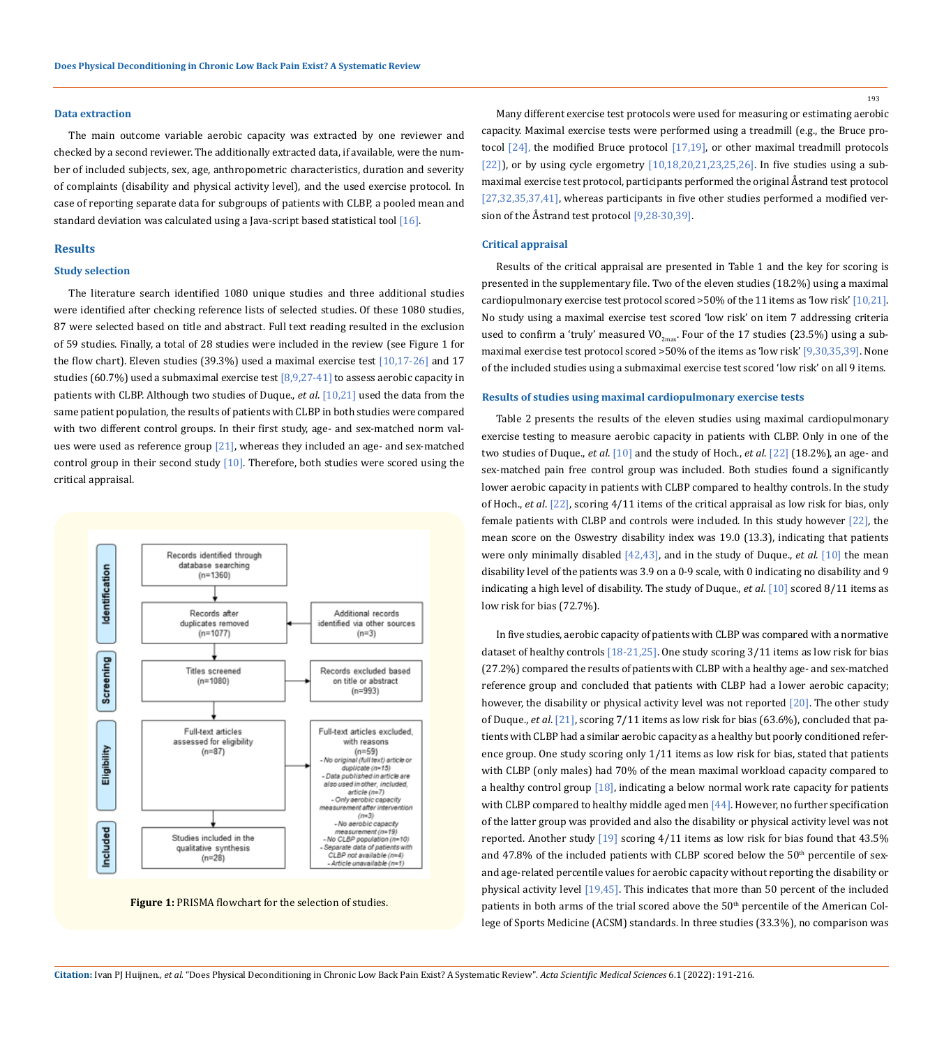### Data extraction

The main outcome variable aerobic capacity was extracted by one reviewer and checked by a second reviewer. The additionally extracted data, if available, were the number of included subjects, sex, age, anthropometric characteristics, duration and severity of complaints (disability and physical activity level), and the used exercise protocol. In case of reporting separate data for subgroups of patients with CLBP, a pooled mean and standard deviation was calculated using a Java-script based statistical tool [16].

## Results

### Study selection

The literature search identified 1080 unique studies and three additional studies were identified after checking reference lists of selected studies. Of these 1080 studies, 87 were selected based on title and abstract. Full text reading resulted in the exclusion of 59 studies. Finally, a total of 28 studies were included in the review (see Figure 1 for the flow chart). Eleven studies (39.3%) used a maximal exercise test [10,17-26] and 17 studies (60.7%) used a submaximal exercise test [8,9,27-41] to assess aerobic capacity in patients with CLBP. Although two studies of Duque., *et al*. [10,21] used the data from the same patient population, the results of patients with CLBP in both studies were compared with two different control groups. In their first study, age- and sex-matched norm values were used as reference group [21], whereas they included an age- and sex-matched control group in their second study [10]. Therefore, both studies were scored using the critical appraisal.

Identification: Records identified through database searching (n=1360) → Records after duplicates removed (n=1077) ← Additional records identified via other sources (n=3)

Screening: Titles screened (n=1080) → Records excluded based on title or abstract (n=993)

Eligibility: Full-text articles assessed for eligibility (n=87) → Full-text articles excluded, with reasons (n=59)
- No original (full text) article or duplicate (n=15)
- Data published in article are also used in other, included, article (n=7)
- Only aerobic capacity measurement after intervention (n=3)
- No aerobic capacity measurement (n=19)
- No CLBP population (n=10)
- Separate data of patients with CLBP not available (n=4)
- Article unavailable (n=1)

Included: Studies included in the qualitative synthesis (n=28)

**Figure 1:** PRISMA flowchart for the selection of studies.

Many different exercise test protocols were used for measuring or estimating aerobic capacity. Maximal exercise tests were performed using a treadmill (e.g., the Bruce protocol [24], the modified Bruce protocol [17,19], or other maximal treadmill protocols [22]), or by using cycle ergometry [10,18,20,21,23,25,26]. In five studies using a submaximal exercise test protocol, participants performed the original Åstrand test protocol [27,32,35,37,41], whereas participants in five other studies performed a modified version of the Åstrand test protocol [9,28-30,39].

### Critical appraisal

Results of the critical appraisal are presented in Table 1 and the key for scoring is presented in the supplementary file. Two of the eleven studies (18.2%) using a maximal cardiopulmonary exercise test protocol scored >50% of the 11 items as 'low risk' [10,21]. No study using a maximal exercise test scored 'low risk' on item 7 addressing criteria used to confirm a 'truly' measured $VO_{2max}$. Four of the 17 studies (23.5%) using a submaximal exercise test protocol scored >50% of the items as 'low risk' [9,30,35,39]. None of the included studies using a submaximal exercise test scored 'low risk' on all 9 items.

### Results of studies using maximal cardiopulmonary exercise tests

Table 2 presents the results of the eleven studies using maximal cardiopulmonary exercise testing to measure aerobic capacity in patients with CLBP. Only in one of the two studies of Duque., *et al*. [10] and the study of Hoch., *et al*. [22] (18.2%), an age- and sex-matched pain free control group was included. Both studies found a significantly lower aerobic capacity in patients with CLBP compared to healthy controls. In the study of Hoch., *et al*. [22], scoring 4/11 items of the critical appraisal as low risk for bias, only female patients with CLBP and controls were included. In this study however [22], the mean score on the Oswestry disability index was 19.0 (13.3), indicating that patients were only minimally disabled [42,43], and in the study of Duque., *et al*. [10] the mean disability level of the patients was 3.9 on a 0-9 scale, with 0 indicating no disability and 9 indicating a high level of disability. The study of Duque., *et al*. [10] scored 8/11 items as low risk for bias (72.7%).

In five studies, aerobic capacity of patients with CLBP was compared with a normative dataset of healthy controls [18-21,25]. One study scoring 3/11 items as low risk for bias (27.2%) compared the results of patients with CLBP with a healthy age- and sex-matched reference group and concluded that patients with CLBP had a lower aerobic capacity; however, the disability or physical activity level was not reported [20]. The other study of Duque., *et al*. [21], scoring 7/11 items as low risk for bias (63.6%), concluded that patients with CLBP had a similar aerobic capacity as a healthy but poorly conditioned reference group. One study scoring only 1/11 items as low risk for bias, stated that patients with CLBP (only males) had 70% of the mean maximal workload capacity compared to a healthy control group [18], indicating a below normal work rate capacity for patients with CLBP compared to healthy middle aged men [44]. However, no further specification of the latter group was provided and also the disability or physical activity level was not reported. Another study [19] scoring 4/11 items as low risk for bias found that 43.5% and 47.8% of the included patients with CLBP scored below the 50th percentile of sex- and age-related percentile values for aerobic capacity without reporting the disability or physical activity level [19,45]. This indicates that more than 50 percent of the included patients in both arms of the trial scored above the 50th percentile of the American College of Sports Medicine (ACSM) standards. In three studies (33.3%), no comparison was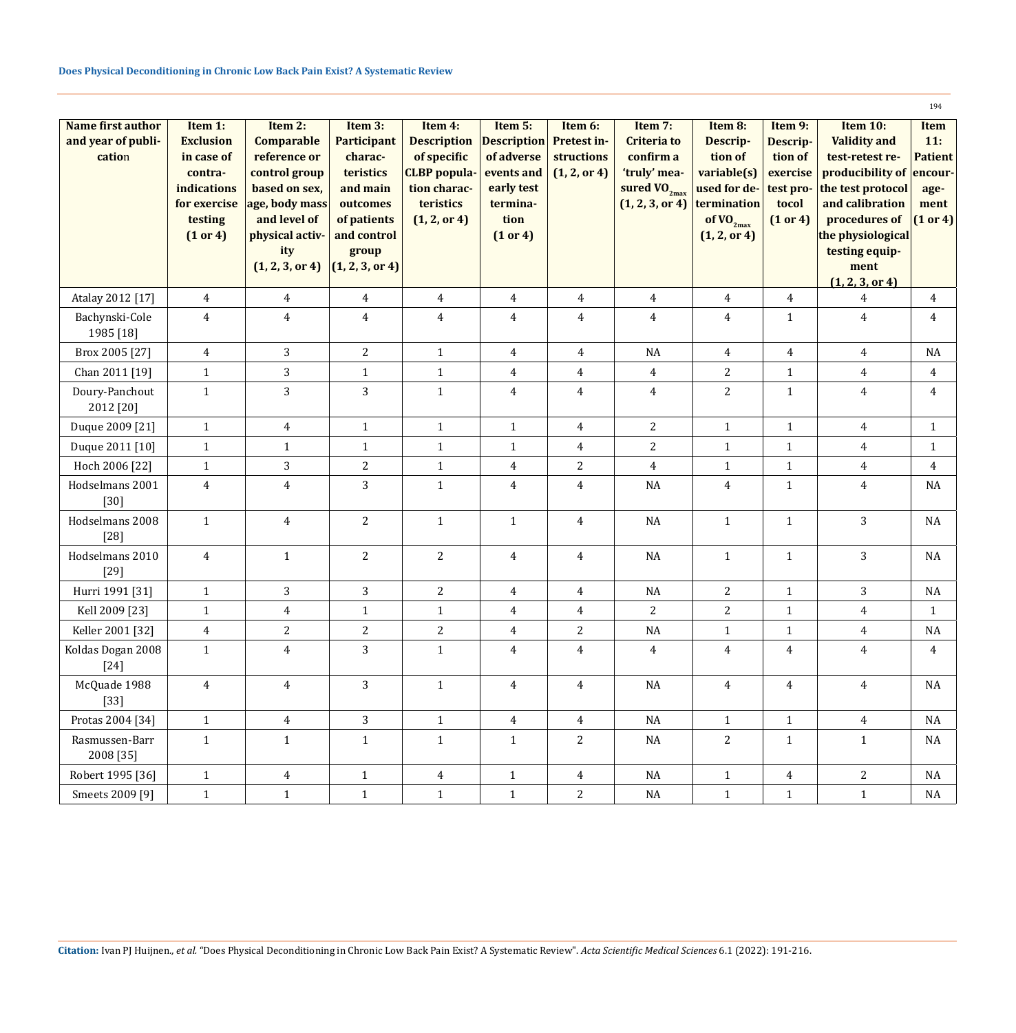| Name first author and year of publication | Item 1: Exclusion in case of contra-indications for exercise testing (1 or 4) | Item 2: Comparable reference or control group based on sex, age, body mass and level of physical activity (1, 2, 3, or 4) | Item 3: Participant characteristics and main outcomes of patients and control group (1, 2, 3, or 4) | Item 4: Description of specific CLBP population characteristics (1, 2, or 4) | Item 5: Description of adverse events and early test termination (1 or 4) | Item 6: Pretest instructions (1, 2, or 4) | Item 7: Criteria to confirm a 'truly' measured $VO_{2max}$ (1, 2, 3, or 4) | Item 8: Description of variable(s) used for determination of $VO_{2max}$ (1, 2, or 4) | Item 9: Description of exercise test protocol (1 or 4) | Item 10: Validity and test-retest reproducibility of the test protocol and calibration procedures of the physiological testing equipment (1, 2, 3, or 4) | Item 11: Patient encourage-ment (1 or 4) |
|---|---|---|---|---|---|---|---|---|---|---|---|
| Atalay 2012 [17] | 4 | 4 | 4 | 4 | 4 | 4 | 4 | 4 | 4 | 4 | 4 |
| Bachynski-Cole 1985 [18] | 4 | 4 | 4 | 4 | 4 | 4 | 4 | 4 | 1 | 4 | 4 |
| Brox 2005 [27] | 4 | 3 | 2 | 1 | 4 | 4 | NA | 4 | 4 | 4 | NA |
| Chan 2011 [19] | 1 | 3 | 1 | 1 | 4 | 4 | 4 | 2 | 1 | 4 | 4 |
| Doury-Panchout 2012 [20] | 1 | 3 | 3 | 1 | 4 | 4 | 4 | 2 | 1 | 4 | 4 |
| Duque 2009 [21] | 1 | 4 | 1 | 1 | 1 | 4 | 2 | 1 | 1 | 4 | 1 |
| Duque 2011 [10] | 1 | 1 | 1 | 1 | 1 | 4 | 2 | 1 | 1 | 4 | 1 |
| Hoch 2006 [22] | 1 | 3 | 2 | 1 | 4 | 2 | 4 | 1 | 1 | 4 | 4 |
| Hodselmans 2001 [30] | 4 | 4 | 3 | 1 | 4 | 4 | NA | 4 | 1 | 4 | NA |
| Hodselmans 2008 [28] | 1 | 4 | 2 | 1 | 1 | 4 | NA | 1 | 1 | 3 | NA |
| Hodselmans 2010 [29] | 4 | 1 | 2 | 2 | 4 | 4 | NA | 1 | 1 | 3 | NA |
| Hurri 1991 [31] | 1 | 3 | 3 | 2 | 4 | 4 | NA | 2 | 1 | 3 | NA |
| Kell 2009 [23] | 1 | 4 | 1 | 1 | 4 | 4 | 2 | 2 | 1 | 4 | 1 |
| Keller 2001 [32] | 4 | 2 | 2 | 2 | 4 | 2 | NA | 1 | 1 | 4 | NA |
| Koldas Dogan 2008 [24] | 1 | 4 | 3 | 1 | 4 | 4 | 4 | 4 | 4 | 4 | 4 |
| McQuade 1988 [33] | 4 | 4 | 3 | 1 | 4 | 4 | NA | 4 | 4 | 4 | NA |
| Protas 2004 [34] | 1 | 4 | 3 | 1 | 4 | 4 | NA | 1 | 1 | 4 | NA |
| Rasmussen-Barr 2008 [35] | 1 | 1 | 1 | 1 | 1 | 2 | NA | 2 | 1 | 1 | NA |
| Robert 1995 [36] | 1 | 4 | 1 | 4 | 1 | 4 | NA | 1 | 4 | 2 | NA |
| Smeets 2009 [9] | 1 | 1 | 1 | 1 | 1 | 2 | NA | 1 | 1 | 1 | NA |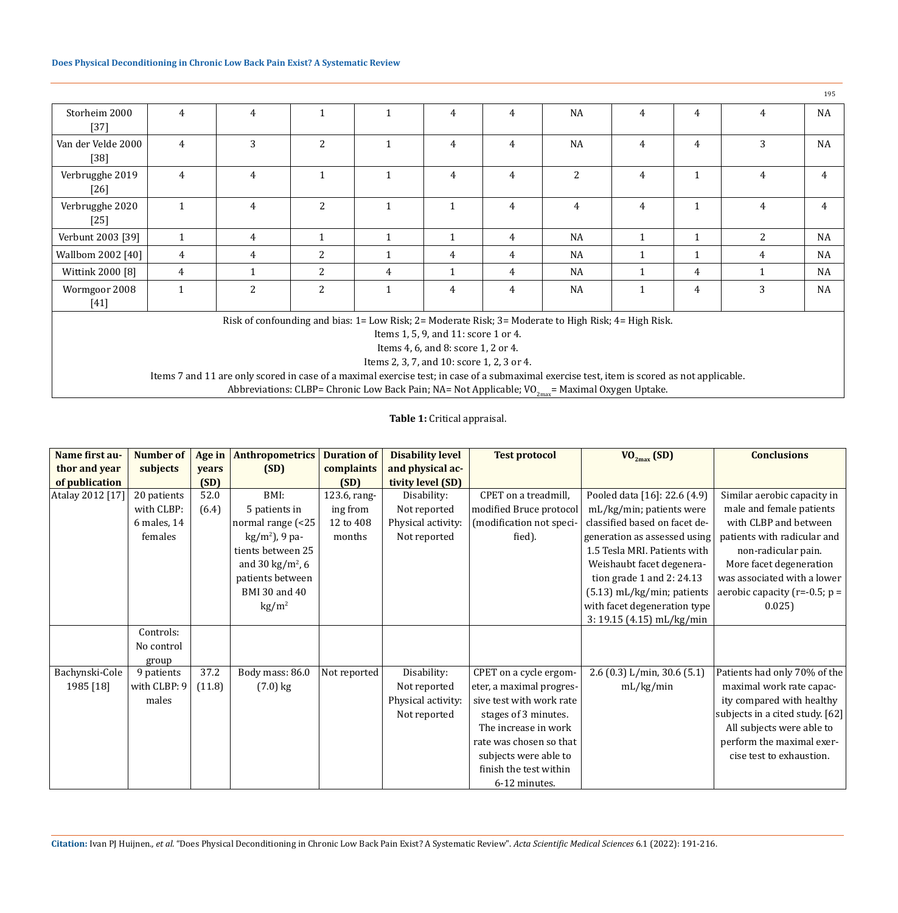| | | | | | | | | | | | |
|---|---|---|---|---|---|---|---|---|---|---|---|
| Storheim 2000 [37] | 4 | 4 | 1 | 1 | 4 | 4 | NA | 4 | 4 | 4 | NA |
| Van der Velde 2000 [38] | 4 | 3 | 2 | 1 | 4 | 4 | NA | 4 | 4 | 3 | NA |
| Verbrugghe 2019 [26] | 4 | 4 | 1 | 1 | 4 | 4 | 2 | 4 | 1 | 4 | 4 |
| Verbrugghe 2020 [25] | 1 | 4 | 2 | 1 | 1 | 4 | 4 | 4 | 1 | 4 | 4 |
| Verbunt 2003 [39] | 1 | 4 | 1 | 1 | 1 | 4 | NA | 1 | 1 | 2 | NA |
| Wallbom 2002 [40] | 4 | 4 | 2 | 1 | 4 | 4 | NA | 1 | 1 | 4 | NA |
| Wittink 2000 [8] | 4 | 1 | 2 | 4 | 1 | 4 | NA | 1 | 4 | 1 | NA |
| Wormgoor 2008 [41] | 1 | 2 | 2 | 1 | 4 | 4 | NA | 1 | 4 | 3 | NA |

Risk of confounding and bias: 1= Low Risk; 2= Moderate Risk; 3= Moderate to High Risk; 4= High Risk.
Items 1, 5, 9, and 11: score 1 or 4.
Items 4, 6, and 8: score 1, 2 or 4.
Items 2, 3, 7, and 10: score 1, 2, 3 or 4.
Items 7 and 11 are only scored in case of a maximal exercise test; in case of a submaximal exercise test, item is scored as not applicable.
Abbreviations: CLBP= Chronic Low Back Pain; NA= Not Applicable; $VO_{2max}$= Maximal Oxygen Uptake.

**Table 1:** Critical appraisal.

| Name first author and year of publication | Number of subjects | Age in years (SD) | Anthropometrics (SD) | Duration of complaints (SD) | Disability level and physical activity level (SD) | Test protocol | $VO_{2max}$ (SD) | Conclusions |
|---|---|---|---|---|---|---|---|---|
| Atalay 2012 [17] | 20 patients with CLBP: 6 males, 14 females | 52.0 (6.4) | BMI: 5 patients in normal range (<25 kg/m²), 9 patients between 25 and 30 kg/m², 6 patients between BMI 30 and 40 kg/m² | 123.6, ranging from 12 to 408 months | Disability: Not reported Physical activity: Not reported | CPET on a treadmill, modified Bruce protocol (modification not specified). | Pooled data [16]: 22.6 (4.9) mL/kg/min; patients were classified based on facet degeneration as assessed using 1.5 Tesla MRI. Patients with Weishaubt facet degeneration grade 1 and 2: 24.13 (5.13) mL/kg/min; patients with facet degeneration type 3: 19.15 (4.15) mL/kg/min | Similar aerobic capacity in male and female patients with CLBP and between patients with radicular and non-radicular pain. More facet degeneration was associated with a lower aerobic capacity (r=-0.5; p = 0.025) |
| | Controls: No control group | | | | | | | |
| Bachynski-Cole 1985 [18] | 9 patients with CLBP: 9 males | 37.2 (11.8) | Body mass: 86.0 (7.0) kg | Not reported | Disability: Not reported Physical activity: Not reported | CPET on a cycle ergometer, a maximal progressive test with work rate stages of 3 minutes. The increase in work rate was chosen so that subjects were able to finish the test within 6-12 minutes. | 2.6 (0.3) L/min, 30.6 (5.1) mL/kg/min | Patients had only 70% of the maximal work rate capacity compared with healthy subjects in a cited study. [62] All subjects were able to perform the maximal exercise test to exhaustion. |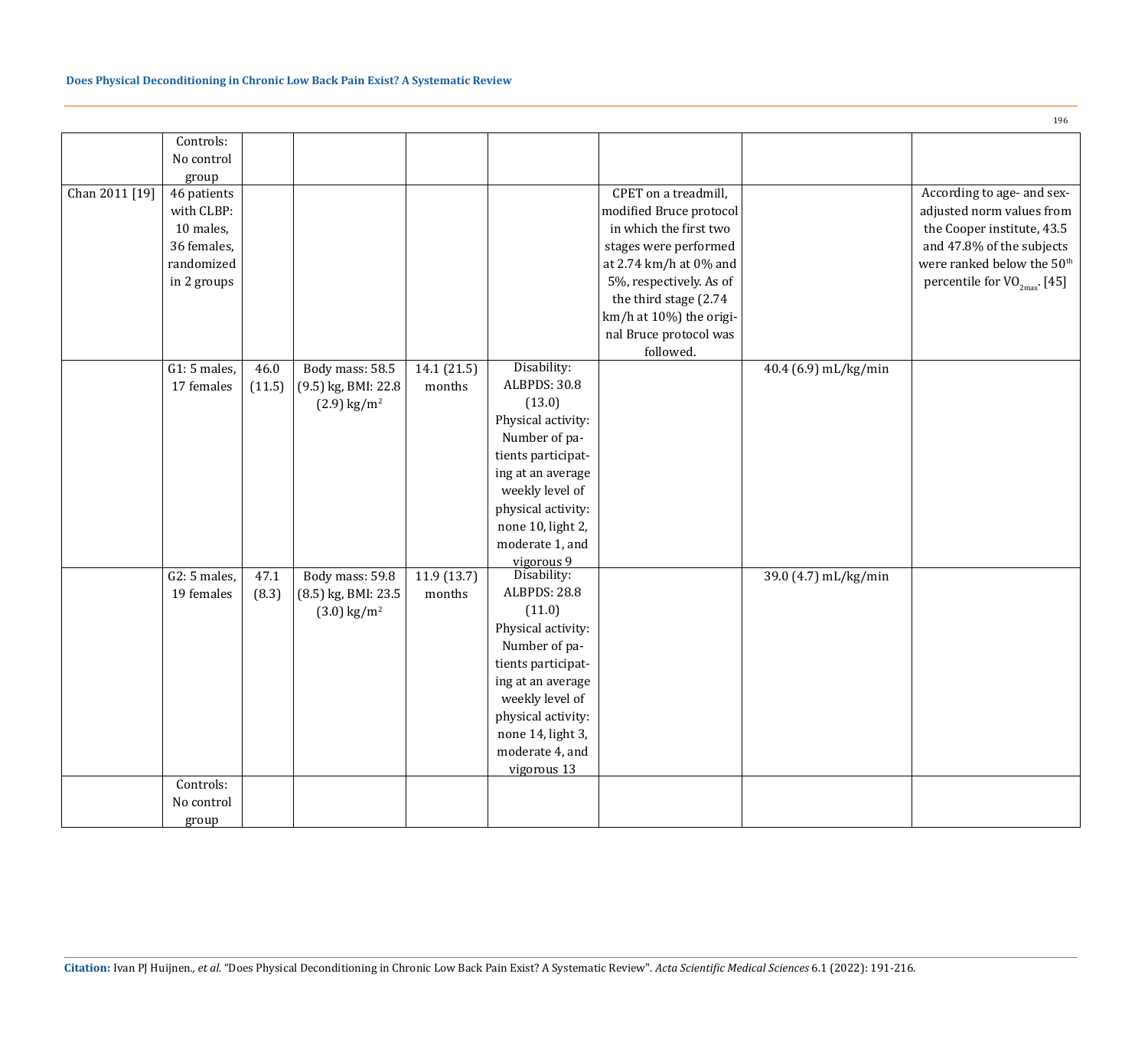| | | | | | | | | |
|---|---|---|---|---|---|---|---|---|
| | Controls: No control group | | | | | | | |
| Chan 2011 [19] | 46 patients with CLBP: 10 males, 36 females, randomized in 2 groups | | | | | CPET on a treadmill, modified Bruce protocol in which the first two stages were performed at 2.74 km/h at 0% and 5%, respectively. As of the third stage (2.74 km/h at 10%) the original Bruce protocol was followed. | | According to age- and sex-adjusted norm values from the Cooper institute, 43.5 and 47.8% of the subjects were ranked below the 50th percentile for $VO_{2max}$. [45] |
| | G1: 5 males, 17 females | 46.0 (11.5) | Body mass: 58.5 (9.5) kg, BMI: 22.8 (2.9) kg/m$^2$ | 14.1 (21.5) months | Disability: ALBPDS: 30.8 (13.0) Physical activity: Number of patients participating at an average weekly level of physical activity: none 10, light 2, moderate 1, and vigorous 9 | | 40.4 (6.9) mL/kg/min | |
| | G2: 5 males, 19 females | 47.1 (8.3) | Body mass: 59.8 (8.5) kg, BMI: 23.5 (3.0) kg/m$^2$ | 11.9 (13.7) months | Disability: ALBPDS: 28.8 (11.0) Physical activity: Number of patients participating at an average weekly level of physical activity: none 14, light 3, moderate 4, and vigorous 13 | | 39.0 (4.7) mL/kg/min | |
| | Controls: No control group | | | | | | | |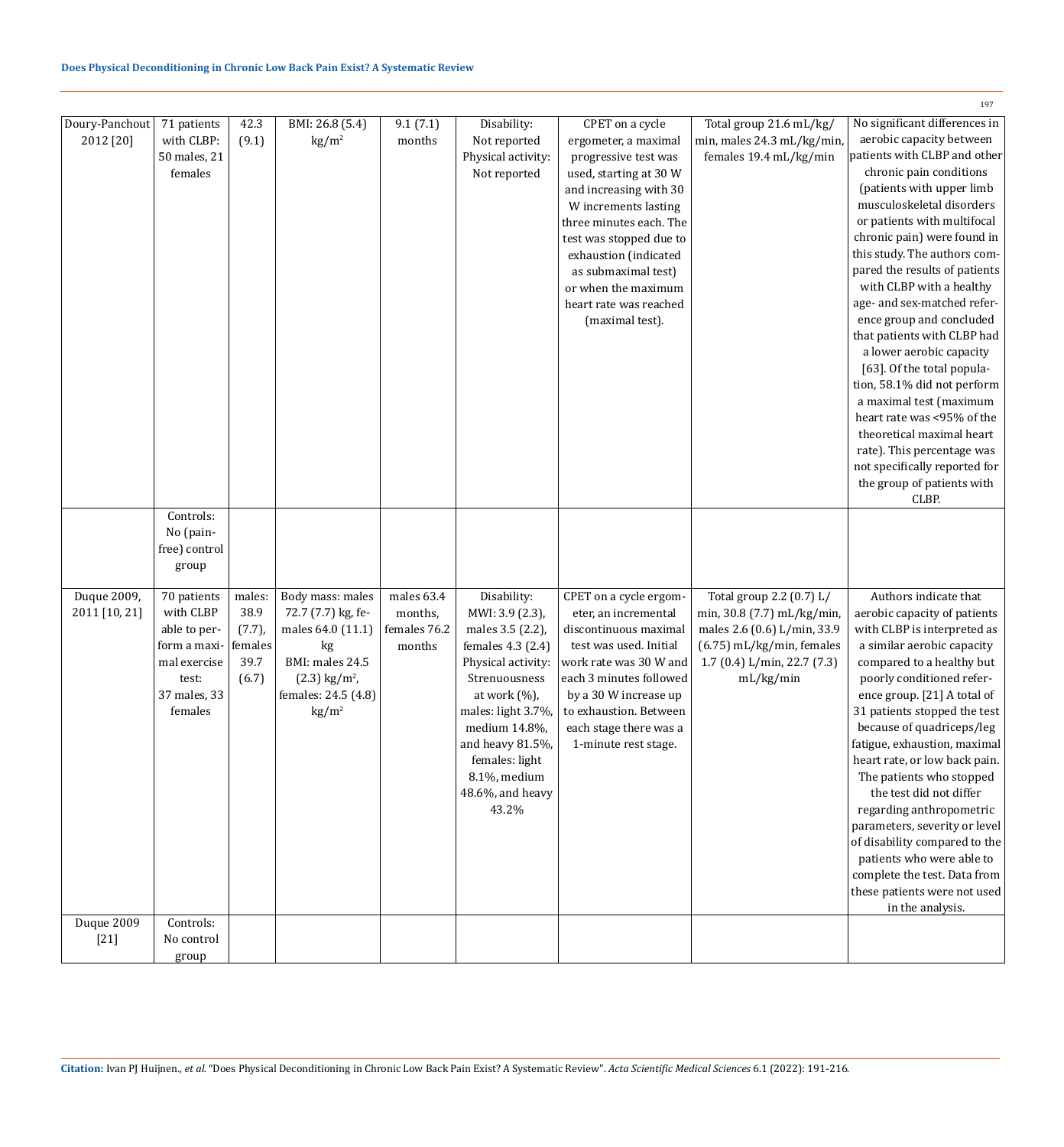| | | | | | | | | |
|---|---|---|---|---|---|---|---|---|
| Doury-Panchout 2012 [20] | 71 patients with CLBP: 50 males, 21 females | 42.3 (9.1) | BMI: 26.8 (5.4) kg/m$^2$ | 9.1 (7.1) months | Disability: Not reported Physical activity: Not reported | CPET on a cycle ergometer, a maximal progressive test was used, starting at 30 W and increasing with 30 W increments lasting three minutes each. The test was stopped due to exhaustion (indicated as submaximal test) or when the maximum heart rate was reached (maximal test). | Total group 21.6 mL/kg/min, males 24.3 mL/kg/min, females 19.4 mL/kg/min | No significant differences in aerobic capacity between patients with CLBP and other chronic pain conditions (patients with upper limb musculoskeletal disorders or patients with multifocal chronic pain) were found in this study. The authors compared the results of patients with CLBP with a healthy age- and sex-matched reference group and concluded that patients with CLBP had a lower aerobic capacity [63]. Of the total population, 58.1% did not perform a maximal test (maximum heart rate was <95% of the theoretical maximal heart rate). This percentage was not specifically reported for the group of patients with CLBP. |
| | Controls: No (pain-free) control group | | | | | | | |
| Duque 2009, 2011 [10, 21] | 70 patients with CLBP able to perform a maximal exercise test: 37 males, 33 females | males: 38.9 (7.7), females 39.7 (6.7) | Body mass: males 72.7 (7.7) kg, females 64.0 (11.1) kg BMI: males 24.5 (2.3) kg/m$^2$, females: 24.5 (4.8) kg/m$^2$ | males 63.4 months, females 76.2 months | Disability: MWI: 3.9 (2.3), males 3.5 (2.2), females 4.3 (2.4) Physical activity: Strenuousness at work (%), males: light 3.7%, medium 14.8%, and heavy 81.5%, females: light 8.1%, medium 48.6%, and heavy 43.2% | CPET on a cycle ergometer, an incremental discontinuous maximal test was used. Initial work rate was 30 W and each 3 minutes followed by a 30 W increase up to exhaustion. Between each stage there was a 1-minute rest stage. | Total group 2.2 (0.7) L/min, 30.8 (7.7) mL/kg/min, males 2.6 (0.6) L/min, 33.9 (6.75) mL/kg/min, females 1.7 (0.4) L/min, 22.7 (7.3) mL/kg/min | Authors indicate that aerobic capacity of patients with CLBP is interpreted as a similar aerobic capacity compared to a healthy but poorly conditioned reference group. [21] A total of 31 patients stopped the test because of quadriceps/leg fatigue, exhaustion, maximal heart rate, or low back pain. The patients who stopped the test did not differ regarding anthropometric parameters, severity or level of disability compared to the patients who were able to complete the test. Data from these patients were not used in the analysis. |
| Duque 2009 [21] | Controls: No control group | | | | | | | |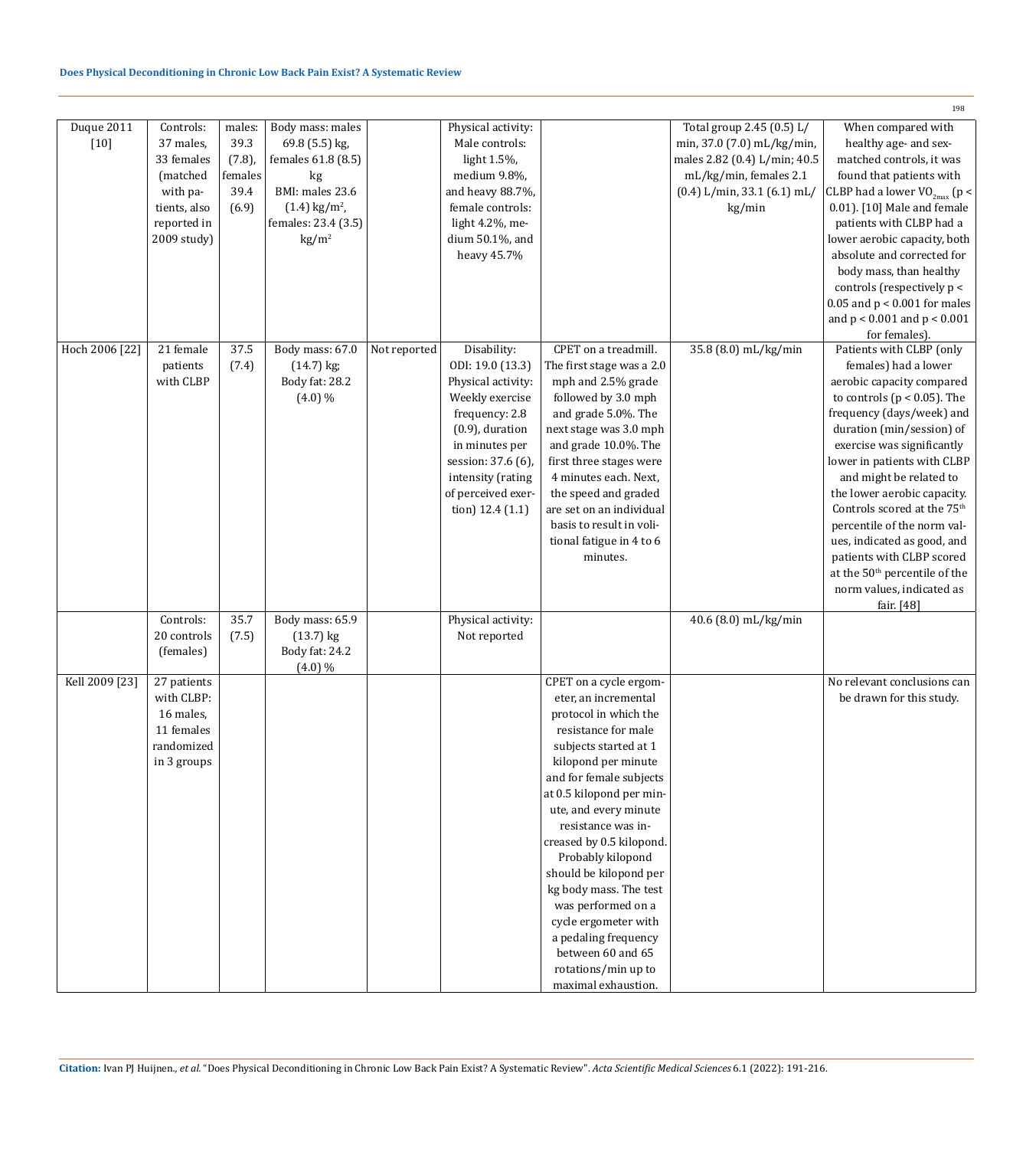| Duque 2011 [10] | Controls: 37 males, 33 females (matched with patients, also reported in 2009 study) | males: 39.3 (7.8), females 39.4 (6.9) | Body mass: males 69.8 (5.5) kg, females 61.8 (8.5) kg BMI: males 23.6 (1.4) kg/m$^2$, females: 23.4 (3.5) kg/m$^2$ | | Physical activity: Male controls: light 1.5%, medium 9.8%, and heavy 88.7%, female controls: light 4.2%, medium 50.1%, and heavy 45.7% | | Total group 2.45 (0.5) L/min, 37.0 (7.0) mL/kg/min, males 2.82 (0.4) L/min; 40.5 mL/kg/min, females 2.1 (0.4) L/min, 33.1 (6.1) mL/kg/min | When compared with healthy age- and sex-matched controls, it was found that patients with CLBP had a lower $VO_{2max}$ ($p < 0.01$). [10] Male and female patients with CLBP had a lower aerobic capacity, both absolute and corrected for body mass, than healthy controls (respectively $p < 0.05$ and $p < 0.001$ for males and $p < 0.001$ and $p < 0.001$ for females). |
|---|---|---|---|---|---|---|---|---|
| Hoch 2006 [22] | 21 female patients with CLBP | 37.5 (7.4) | Body mass: 67.0 (14.7) kg; Body fat: 28.2 (4.0) % | Not reported | Disability: ODI: 19.0 (13.3) Physical activity: Weekly exercise frequency: 2.8 (0.9), duration in minutes per session: 37.6 (6), intensity (rating of perceived exertion) 12.4 (1.1) | CPET on a treadmill. The first stage was a 2.0 mph and 2.5% grade followed by 3.0 mph and grade 5.0%. The next stage was 3.0 mph and grade 10.0%. The first three stages were 4 minutes each. Next, the speed and graded are set on an individual basis to result in volitional fatigue in 4 to 6 minutes. | 35.8 (8.0) mL/kg/min | Patients with CLBP (only females) had a lower aerobic capacity compared to controls ($p < 0.05$). The frequency (days/week) and duration (min/session) of exercise was significantly lower in patients with CLBP and might be related to the lower aerobic capacity. Controls scored at the 75$^{th}$ percentile of the norm values, indicated as good, and patients with CLBP scored at the 50$^{th}$ percentile of the norm values, indicated as fair. [48] |
| | Controls: 20 controls (females) | 35.7 (7.5) | Body mass: 65.9 (13.7) kg Body fat: 24.2 (4.0) % | | Physical activity: Not reported | | 40.6 (8.0) mL/kg/min | |
| Kell 2009 [23] | 27 patients with CLBP: 16 males, 11 females randomized in 3 groups | | | | | CPET on a cycle ergometer, an incremental protocol in which the resistance for male subjects started at 1 kilopond per minute and for female subjects at 0.5 kilopond per minute, and every minute resistance was increased by 0.5 kilopond. Probably kilopond should be kilopond per kg body mass. The test was performed on a cycle ergometer with a pedaling frequency between 60 and 65 rotations/min up to maximal exhaustion. | | No relevant conclusions can be drawn for this study. |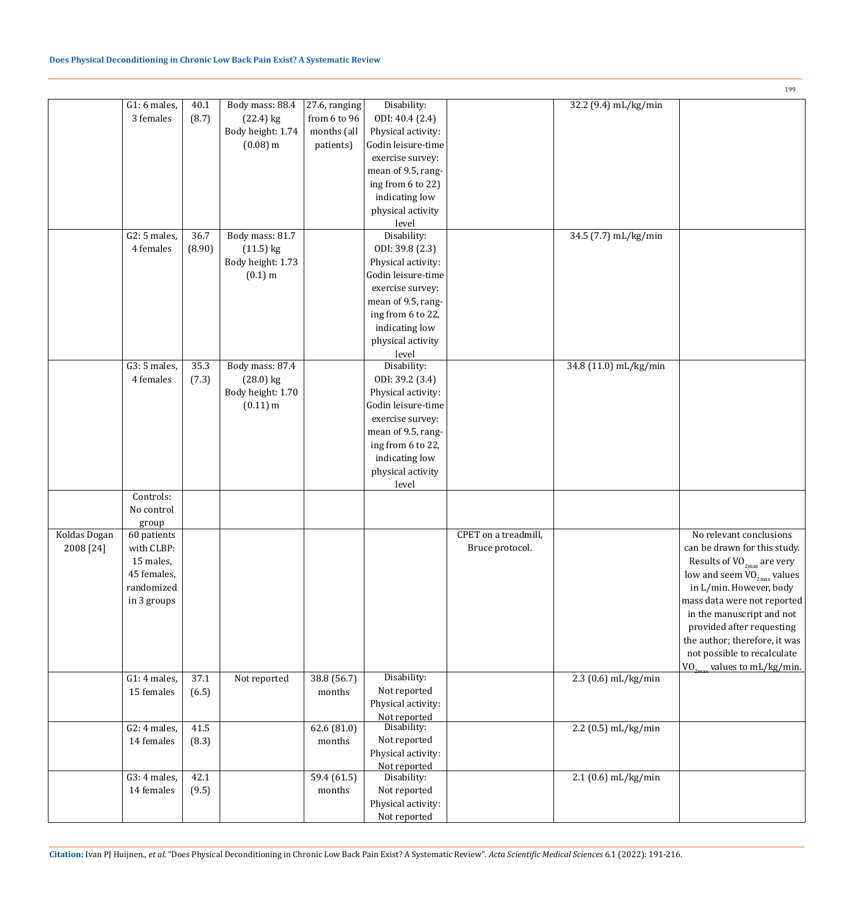| | | | | | | | | |
|---|---|---|---|---|---|---|---|---|
| | G1: 6 males, 3 females | 40.1 (8.7) | Body mass: 88.4 (22.4) kg Body height: 1.74 (0.08) m | 27.6, ranging from 6 to 96 months (all patients) | Disability: ODI: 40.4 (2.4) Physical activity: Godin leisure-time exercise survey: mean of 9.5, ranging from 6 to 22) indicating low physical activity level | | 32.2 (9.4) mL/kg/min | |
| | G2: 5 males, 4 females | 36.7 (8.90) | Body mass: 81.7 (11.5) kg Body height: 1.73 (0.1) m | | Disability: ODI: 39.8 (2.3) Physical activity: Godin leisure-time exercise survey: mean of 9.5, ranging from 6 to 22, indicating low physical activity level | | 34.5 (7.7) mL/kg/min | |
| | G3: 5 males, 4 females | 35.3 (7.3) | Body mass: 87.4 (28.0) kg Body height: 1.70 (0.11) m | | Disability: ODI: 39.2 (3.4) Physical activity: Godin leisure-time exercise survey: mean of 9.5, ranging from 6 to 22, indicating low physical activity level | | 34.8 (11.0) mL/kg/min | |
| | Controls: No control group | | | | | | | |
| Koldas Dogan 2008 [24] | 60 patients with CLBP: 15 males, 45 females, randomized in 3 groups | | | | | CPET on a treadmill, Bruce protocol. | | No relevant conclusions can be drawn for this study. Results of $VO_{2max}$ are very low and seem $VO_{2max}$ values in L/min. However, body mass data were not reported in the manuscript and not provided after requesting the author; therefore, it was not possible to recalculate $VO_{2max}$ values to mL/kg/min. |
| | G1: 4 males, 15 females | 37.1 (6.5) | Not reported | 38.8 (56.7) months | Disability: Not reported Physical activity: Not reported | | 2.3 (0.6) mL/kg/min | |
| | G2: 4 males, 14 females | 41.5 (8.3) | | 62.6 (81.0) months | Disability: Not reported Physical activity: Not reported | | 2.2 (0.5) mL/kg/min | |
| | G3: 4 males, 14 females | 42.1 (9.5) | | 59.4 (61.5) months | Disability: Not reported Physical activity: Not reported | | 2.1 (0.6) mL/kg/min | |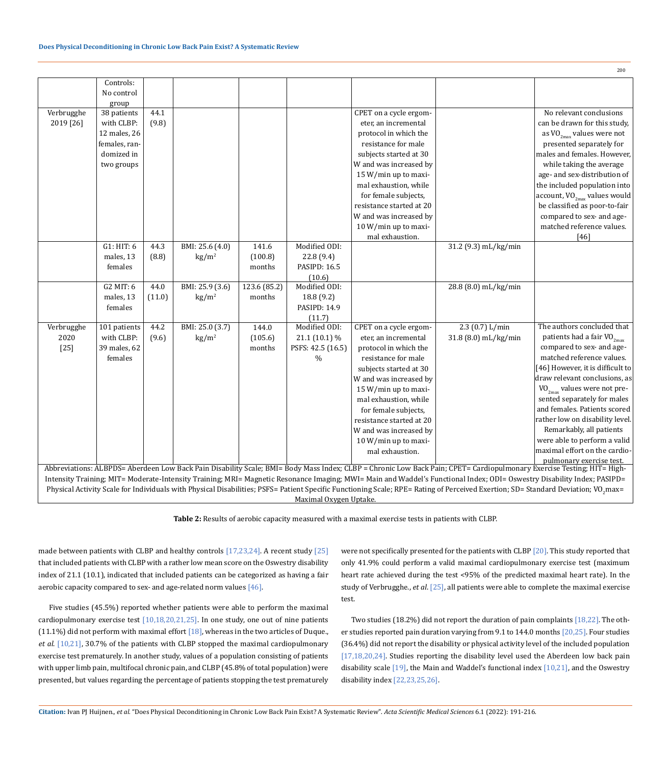| | | | | | | | | |
|---|---|---|---|---|---|---|---|---|
| | Controls: No control group | | | | | | | |
| Verbrugghe 2019 [26] | 38 patients with CLBP: 12 males, 26 females, randomized in two groups | 44.1 (9.8) | | | | CPET on a cycle ergometer, an incremental protocol in which the resistance for male subjects started at 30 W and was increased by 15 W/min up to maximal exhaustion, while for female subjects, resistance started at 20 W and was increased by 10 W/min up to maximal exhaustion. | | No relevant conclusions can be drawn for this study, as $VO_{2max}$ values were not presented separately for males and females. However, while taking the average age- and sex-distribution of the included population into account, $VO_{2max}$ values would be classified as poor-to-fair compared to sex- and age-matched reference values. [46] |
| | G1: HIT: 6 males, 13 females | 44.3 (8.8) | BMI: 25.6 (4.0) kg/m² | 141.6 (100.8) months | Modified ODI: 22.8 (9.4) PASIPD: 16.5 (10.6) | | 31.2 (9.3) mL/kg/min | |
| | G2 MIT: 6 males, 13 females | 44.0 (11.0) | BMI: 25.9 (3.6) kg/m² | 123.6 (85.2) months | Modified ODI: 18.8 (9.2) PASIPD: 14.9 (11.7) | | 28.8 (8.0) mL/kg/min | |
| Verbrugghe 2020 [25] | 101 patients with CLBP: 39 males, 62 females | 44.2 (9.6) | BMI: 25.0 (3.7) kg/m² | 144.0 (105.6) months | Modified ODI: 21.1 (10.1) % PSFS: 42.5 (16.5) % | CPET on a cycle ergometer, an incremental protocol in which the resistance for male subjects started at 30 W and was increased by 15 W/min up to maximal exhaustion, while for female subjects, resistance started at 20 W and was increased by 10 W/min up to maximal exhaustion. | 2.3 (0.7) L/min 31.8 (8.0) mL/kg/min | The authors concluded that patients had a fair $VO_{2max}$ compared to sex- and age-matched reference values. [46] However, it is difficult to draw relevant conclusions, as $VO_{2max}$ values were not presented separately for males and females. Patients scored rather low on disability level. Remarkably, all patients were able to perform a valid maximal effort on the cardiopulmonary exercise test. |

Abbreviations: ALBPDS= Aberdeen Low Back Pain Disability Scale; BMI= Body Mass Index; CLBP = Chronic Low Back Pain; CPET= Cardiopulmonary Exercise Testing; HIT= High-Intensity Training; MIT= Moderate-Intensity Training; MRI= Magnetic Resonance Imaging; MWI= Main and Waddel's Functional Index; ODI= Oswestry Disability Index; PASIPD= Physical Activity Scale for Individuals with Physical Disabilities; PSFS= Patient Specific Functioning Scale; RPE= Rating of Perceived Exertion; SD= Standard Deviation; $VO_2$max= Maximal Oxygen Uptake.

**Table 2:** Results of aerobic capacity measured with a maximal exercise tests in patients with CLBP.

made between patients with CLBP and healthy controls [17,23,24]. A recent study [25] that included patients with CLBP with a rather low mean score on the Oswestry disability index of 21.1 (10.1), indicated that included patients can be categorized as having a fair aerobic capacity compared to sex- and age-related norm values [46].

Five studies (45.5%) reported whether patients were able to perform the maximal cardiopulmonary exercise test [10,18,20,21,25]. In one study, one out of nine patients (11.1%) did not perform with maximal effort [18], whereas in the two articles of Duque., *et al*. [10,21], 30.7% of the patients with CLBP stopped the maximal cardiopulmonary exercise test prematurely. In another study, values of a population consisting of patients with upper limb pain, multifocal chronic pain, and CLBP (45.8% of total population) were presented, but values regarding the percentage of patients stopping the test prematurely were not specifically presented for the patients with CLBP [20]. This study reported that only 41.9% could perform a valid maximal cardiopulmonary exercise test (maximum heart rate achieved during the test <95% of the predicted maximal heart rate). In the study of Verbrugghe., *et al*. [25], all patients were able to complete the maximal exercise test.

Two studies (18.2%) did not report the duration of pain complaints [18,22]. The other studies reported pain duration varying from 9.1 to 144.0 months [20,25]. Four studies (36.4%) did not report the disability or physical activity level of the included population [17,18,20,24]. Studies reporting the disability level used the Aberdeen low back pain disability scale [19], the Main and Waddel's functional index [10,21], and the Oswestry disability index [22,23,25,26].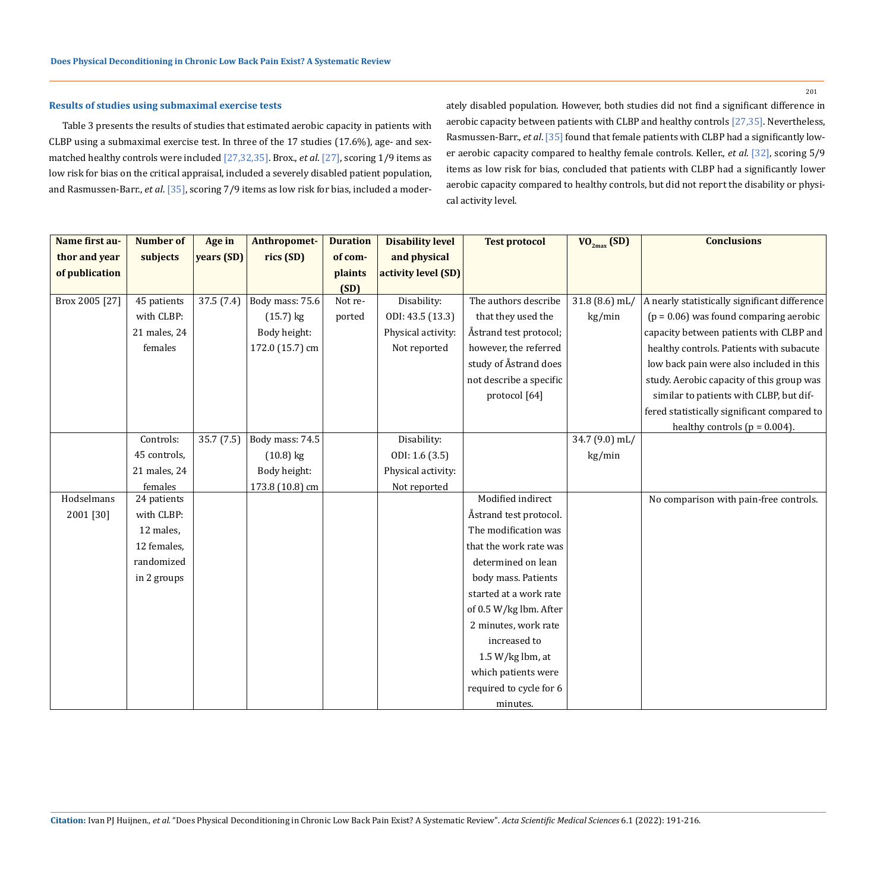### Results of studies using submaximal exercise tests

Table 3 presents the results of studies that estimated aerobic capacity in patients with CLBP using a submaximal exercise test. In three of the 17 studies (17.6%), age- and sex-matched healthy controls were included [27,32,35]. Brox., *et al*. [27], scoring 1/9 items as low risk for bias on the critical appraisal, included a severely disabled patient population, and Rasmussen-Barr., *et al*. [35], scoring 7/9 items as low risk for bias, included a moderately disabled population. However, both studies did not find a significant difference in aerobic capacity between patients with CLBP and healthy controls [27,35]. Nevertheless, Rasmussen-Barr., *et al*. [35] found that female patients with CLBP had a significantly lower aerobic capacity compared to healthy female controls. Keller., *et al*. [32], scoring 5/9 items as low risk for bias, concluded that patients with CLBP had a significantly lower aerobic capacity compared to healthy controls, but did not report the disability or physical activity level.

| Name first author and year of publication | Number of subjects | Age in years (SD) | Anthropometrics (SD) | Duration of complaints (SD) | Disability level and physical activity level (SD) | Test protocol | $VO_{2max}$ (SD) | Conclusions |
|---|---|---|---|---|---|---|---|---|
| Brox 2005 [27] | 45 patients with CLBP: 21 males, 24 females | 37.5 (7.4) | Body mass: 75.6 (15.7) kg Body height: 172.0 (15.7) cm | Not reported | Disability: ODI: 43.5 (13.3) Physical activity: Not reported | The authors describe that they used the Åstrand test protocol; however, the referred study of Åstrand does not describe a specific protocol [64] | 31.8 (8.6) mL/kg/min | A nearly statistically significant difference ($p = 0.06$) was found comparing aerobic capacity between patients with CLBP and healthy controls. Patients with subacute low back pain were also included in this study. Aerobic capacity of this group was similar to patients with CLBP, but differed statistically significant compared to healthy controls ($p = 0.004$). |
| | Controls: 45 controls, 21 males, 24 females | 35.7 (7.5) | Body mass: 74.5 (10.8) kg Body height: 173.8 (10.8) cm | | Disability: ODI: 1.6 (3.5) Physical activity: Not reported | | 34.7 (9.0) mL/kg/min | |
| Hodselmans 2001 [30] | 24 patients with CLBP: 12 males, 12 females, randomized in 2 groups | | | | | Modified indirect Åstrand test protocol. The modification was that the work rate was determined on lean body mass. Patients started at a work rate of 0.5 W/kg lbm. After 2 minutes, work rate increased to 1.5 W/kg lbm, at which patients were required to cycle for 6 minutes. | | No comparison with pain-free controls. |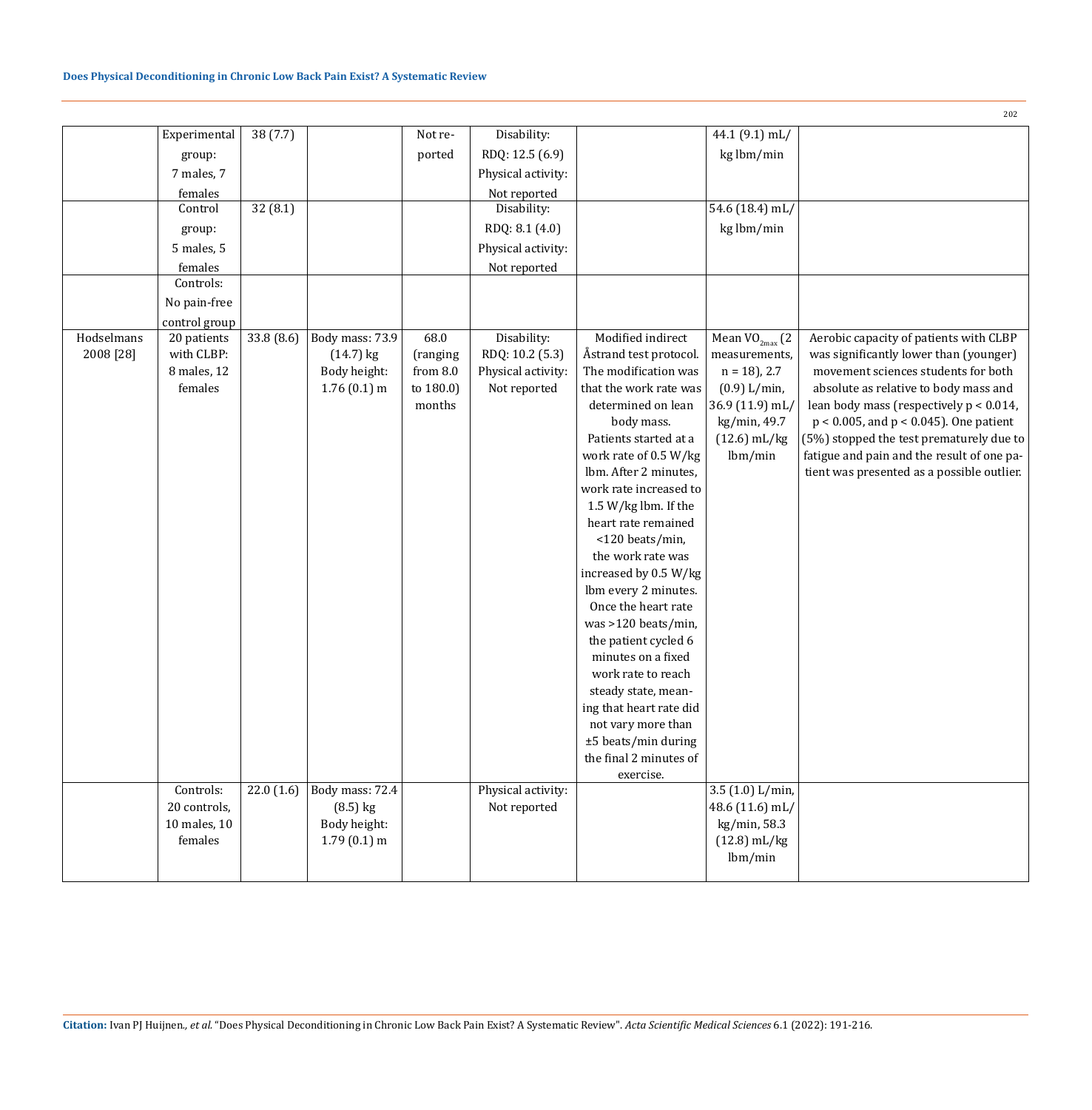| | | | | | | | | |
|---|---|---|---|---|---|---|---|---|
| | Experimental group: 7 males, 7 females | 38 (7.7) | | Not reported | Disability: RDQ: 12.5 (6.9) Physical activity: Not reported | | 44.1 (9.1) mL/kg lbm/min | |
| | Control group: 5 males, 5 females | 32 (8.1) | | | Disability: RDQ: 8.1 (4.0) Physical activity: Not reported | | 54.6 (18.4) mL/kg lbm/min | |
| | Controls: No pain-free control group | | | | | | | |
| Hodselmans 2008 [28] | 20 patients with CLBP: 8 males, 12 females | 33.8 (8.6) | Body mass: 73.9 (14.7) kg Body height: 1.76 (0.1) m | 68.0 (ranging from 8.0 to 180.0) months | Disability: RDQ: 10.2 (5.3) Physical activity: Not reported | Modified indirect Åstrand test protocol. The modification was that the work rate was determined on lean body mass. Patients started at a work rate of 0.5 W/kg lbm. After 2 minutes, work rate increased to 1.5 W/kg lbm. If the heart rate remained <120 beats/min, the work rate was increased by 0.5 W/kg lbm every 2 minutes. Once the heart rate was >120 beats/min, the patient cycled 6 minutes on a fixed work rate to reach steady state, meaning that heart rate did not vary more than ±5 beats/min during the final 2 minutes of exercise. | Mean $VO_{2max}$ (2 measurements, n = 18), 2.7 (0.9) L/min, 36.9 (11.9) mL/kg/min, 49.7 (12.6) mL/kg lbm/min | Aerobic capacity of patients with CLBP was significantly lower than (younger) movement sciences students for both absolute as relative to body mass and lean body mass (respectively $p < 0.014$, $p < 0.005$, and $p < 0.045$). One patient (5%) stopped the test prematurely due to fatigue and pain and the result of one patient was presented as a possible outlier. |
| | Controls: 20 controls, 10 males, 10 females | 22.0 (1.6) | Body mass: 72.4 (8.5) kg Body height: 1.79 (0.1) m | | Physical activity: Not reported | | 3.5 (1.0) L/min, 48.6 (11.6) mL/kg/min, 58.3 (12.8) mL/kg lbm/min | |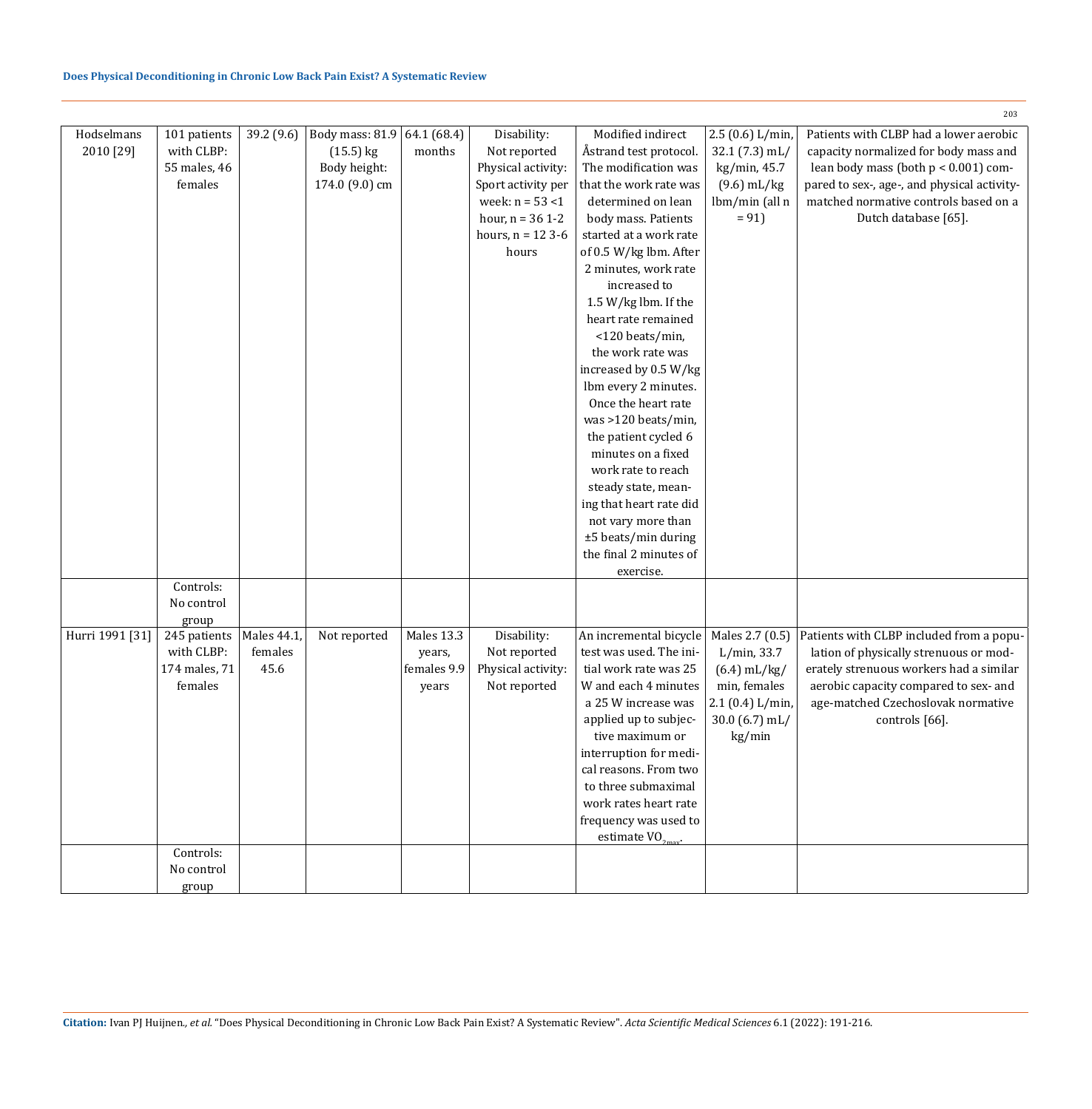| | | | | | | | | |
|---|---|---|---|---|---|---|---|---|
| Hodselmans 2010 [29] | 101 patients with CLBP: 55 males, 46 females | 39.2 (9.6) | Body mass: 81.9 (15.5) kg Body height: 174.0 (9.0) cm | 64.1 (68.4) months | Disability: Not reported Physical activity: Sport activity per week: n = 53 <1 hour, n = 36 1-2 hours, n = 12 3-6 hours | Modified indirect Åstrand test protocol. The modification was that the work rate was determined on lean body mass. Patients started at a work rate of 0.5 W/kg lbm. After 2 minutes, work rate increased to 1.5 W/kg lbm. If the heart rate remained <120 beats/min, the work rate was increased by 0.5 W/kg lbm every 2 minutes. Once the heart rate was >120 beats/min, the patient cycled 6 minutes on a fixed work rate to reach steady state, meaning that heart rate did not vary more than ±5 beats/min during the final 2 minutes of exercise. | 2.5 (0.6) L/min, 32.1 (7.3) mL/kg/min, 45.7 (9.6) mL/kg lbm/min (all n = 91) | Patients with CLBP had a lower aerobic capacity normalized for body mass and lean body mass (both $p < 0.001$) compared to sex-, age-, and physical activity-matched normative controls based on a Dutch database [65]. |
| | Controls: No control group | | | | | | | |
| Hurri 1991 [31] | 245 patients with CLBP: 174 males, 71 females | Males 44.1, females 45.6 | Not reported | Males 13.3 years, females 9.9 years | Disability: Not reported Physical activity: Not reported | An incremental bicycle test was used. The initial work rate was 25 W and each 4 minutes a 25 W increase was applied up to subjective maximum or interruption for medical reasons. From two to three submaximal work rates heart rate frequency was used to estimate $VO_{2max}$. | Males 2.7 (0.5) L/min, 33.7 (6.4) mL/kg/min, females 2.1 (0.4) L/min, 30.0 (6.7) mL/kg/min | Patients with CLBP included from a population of physically strenuous or moderately strenuous workers had a similar aerobic capacity compared to sex- and age-matched Czechoslovak normative controls [66]. |
| | Controls: No control group | | | | | | | |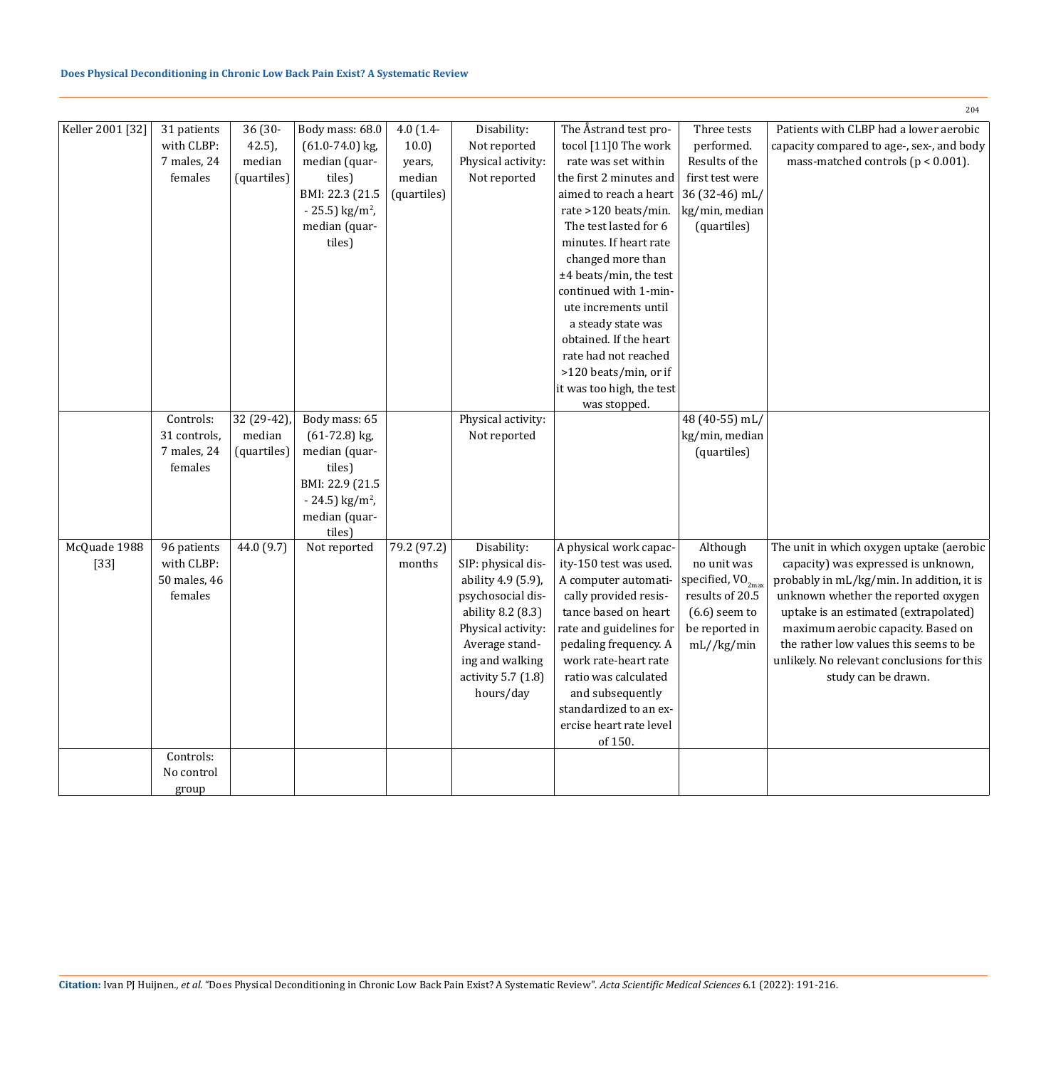| Keller 2001 [32] | 31 patients with CLBP: 7 males, 24 females | 36 (30-42.5), median (quartiles) | Body mass: 68.0 (61.0-74.0) kg, median (quartiles) BMI: 22.3 (21.5 - 25.5) kg/m$^2$, median (quartiles) | 4.0 (1.4-10.0) years, median (quartiles) | Disability: Not reported Physical activity: Not reported | The Åstrand test protocol [11]0 The work rate was set within the first 2 minutes and aimed to reach a heart rate >120 beats/min. The test lasted for 6 minutes. If heart rate changed more than ±4 beats/min, the test continued with 1-minute increments until a steady state was obtained. If the heart rate had not reached >120 beats/min, or if it was too high, the test was stopped. | Three tests performed. Results of the first test were 36 (32-46) mL/kg/min, median (quartiles) | Patients with CLBP had a lower aerobic capacity compared to age-, sex-, and body mass-matched controls ($p < 0.001$). |
|---|---|---|---|---|---|---|---|---|
| | Controls: 31 controls, 7 males, 24 females | 32 (29-42), median (quartiles) | Body mass: 65 (61-72.8) kg, median (quartiles) BMI: 22.9 (21.5 - 24.5) kg/m$^2$, median (quartiles) | | Physical activity: Not reported | | 48 (40-55) mL/kg/min, median (quartiles) | |
| McQuade 1988 [33] | 96 patients with CLBP: 50 males, 46 females | 44.0 (9.7) | Not reported | 79.2 (97.2) months | Disability: SIP: physical disability 4.9 (5.9), psychosocial disability 8.2 (8.3) Physical activity: Average standing and walking activity 5.7 (1.8) hours/day | A physical work capacity-150 test was used. A computer automatically provided resistance based on heart rate and guidelines for pedaling frequency. A work rate-heart rate ratio was calculated and subsequently standardized to an exercise heart rate level of 150. | Although no unit was specified, $VO_{2max}$ results of 20.5 (6.6) seem to be reported in mL//kg/min | The unit in which oxygen uptake (aerobic capacity) was expressed is unknown, probably in mL/kg/min. In addition, it is unknown whether the reported oxygen uptake is an estimated (extrapolated) maximum aerobic capacity. Based on the rather low values this seems to be unlikely. No relevant conclusions for this study can be drawn. |
| | Controls: No control group | | | | | | | |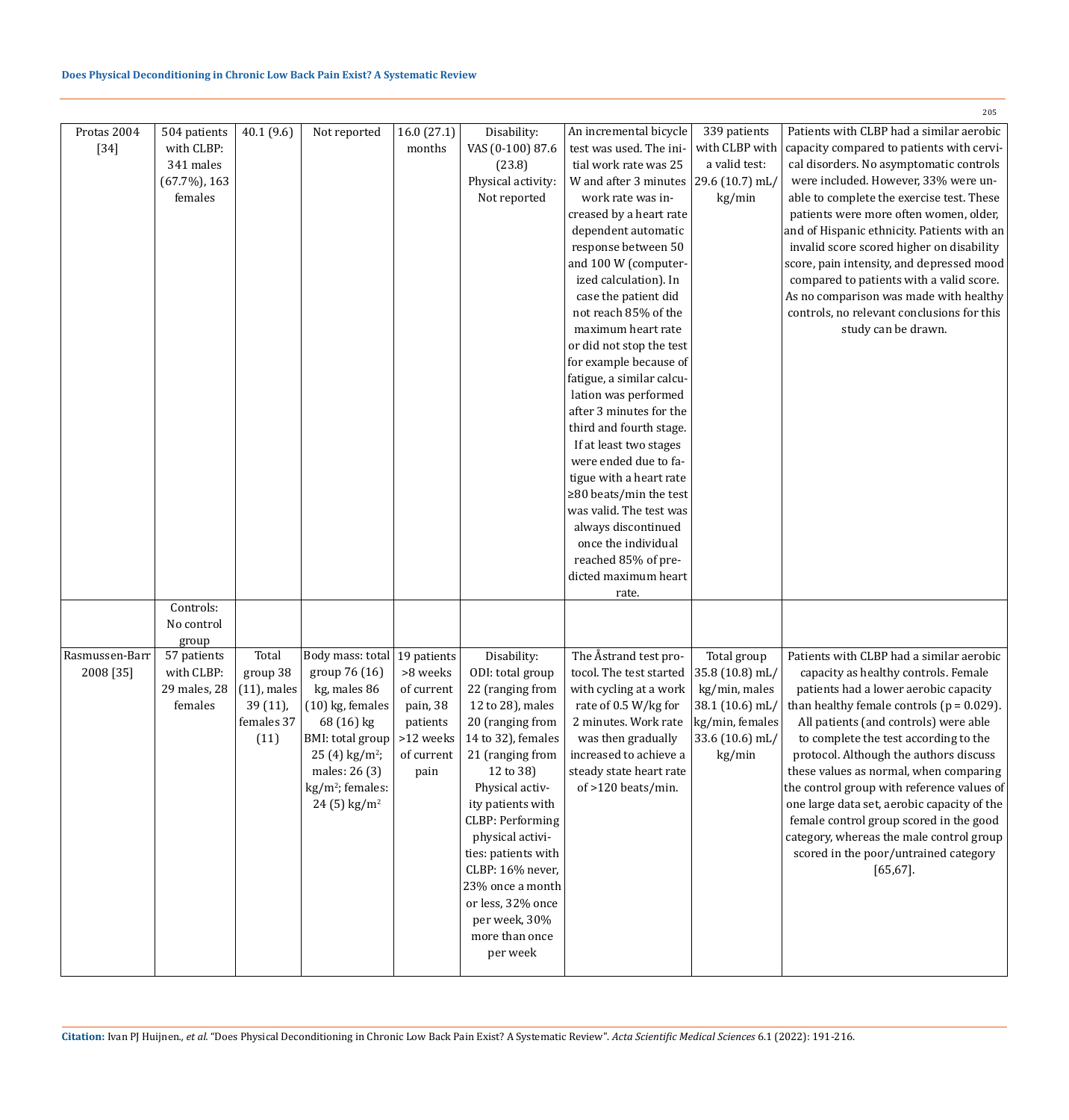| Protas 2004 [34] | 504 patients with CLBP: 341 males (67.7%), 163 females | 40.1 (9.6) | Not reported | 16.0 (27.1) months | Disability: VAS (0-100) 87.6 (23.8) Physical activity: Not reported | An incremental bicycle test was used. The initial work rate was 25 W and after 3 minutes work rate was increased by a heart rate dependent automatic response between 50 and 100 W (computerized calculation). In case the patient did not reach 85% of the maximum heart rate or did not stop the test for example because of fatigue, a similar calculation was performed after 3 minutes for the third and fourth stage. If at least two stages were ended due to fatigue with a heart rate ≥80 beats/min the test was valid. The test was always discontinued once the individual reached 85% of predicted maximum heart rate. | 339 patients with CLBP with a valid test: 29.6 (10.7) mL/kg/min | Patients with CLBP had a similar aerobic capacity compared to patients with cervical disorders. No asymptomatic controls were included. However, 33% were unable to complete the exercise test. These patients were more often women, older, and of Hispanic ethnicity. Patients with an invalid score scored higher on disability score, pain intensity, and depressed mood compared to patients with a valid score. As no comparison was made with healthy controls, no relevant conclusions for this study can be drawn. |
|---|---|---|---|---|---|---|---|---|
| | Controls: No control group | | | | | | | |
| Rasmussen-Barr 2008 [35] | 57 patients with CLBP: 29 males, 28 females | Total group 38 (11), males 39 (11), females 37 (11) | Body mass: total group 76 (16) kg, males 86 (10) kg, females 68 (16) kg BMI: total group 25 (4) kg/m$^2$; males: 26 (3) kg/m$^2$; females: 24 (5) kg/m$^2$ | 19 patients >8 weeks of current pain, 38 patients >12 weeks of current pain | Disability: ODI: total group 22 (ranging from 12 to 28), males 20 (ranging from 14 to 32), females 21 (ranging from 12 to 38) Physical activity patients with CLBP: Performing physical activities: patients with CLBP: 16% never, 23% once a month or less, 32% once per week, 30% more than once per week | The Åstrand test protocol. The test started with cycling at a work rate of 0.5 W/kg for 2 minutes. Work rate was then gradually increased to achieve a steady state heart rate of >120 beats/min. | Total group 35.8 (10.8) mL/kg/min, males 38.1 (10.6) mL/kg/min, females 33.6 (10.6) mL/kg/min | Patients with CLBP had a similar aerobic capacity as healthy controls. Female patients had a lower aerobic capacity than healthy female controls (p = 0.029). All patients (and controls) were able to complete the test according to the protocol. Although the authors discuss these values as normal, when comparing the control group with reference values of one large data set, aerobic capacity of the female control group scored in the good category, whereas the male control group scored in the poor/untrained category [65,67]. |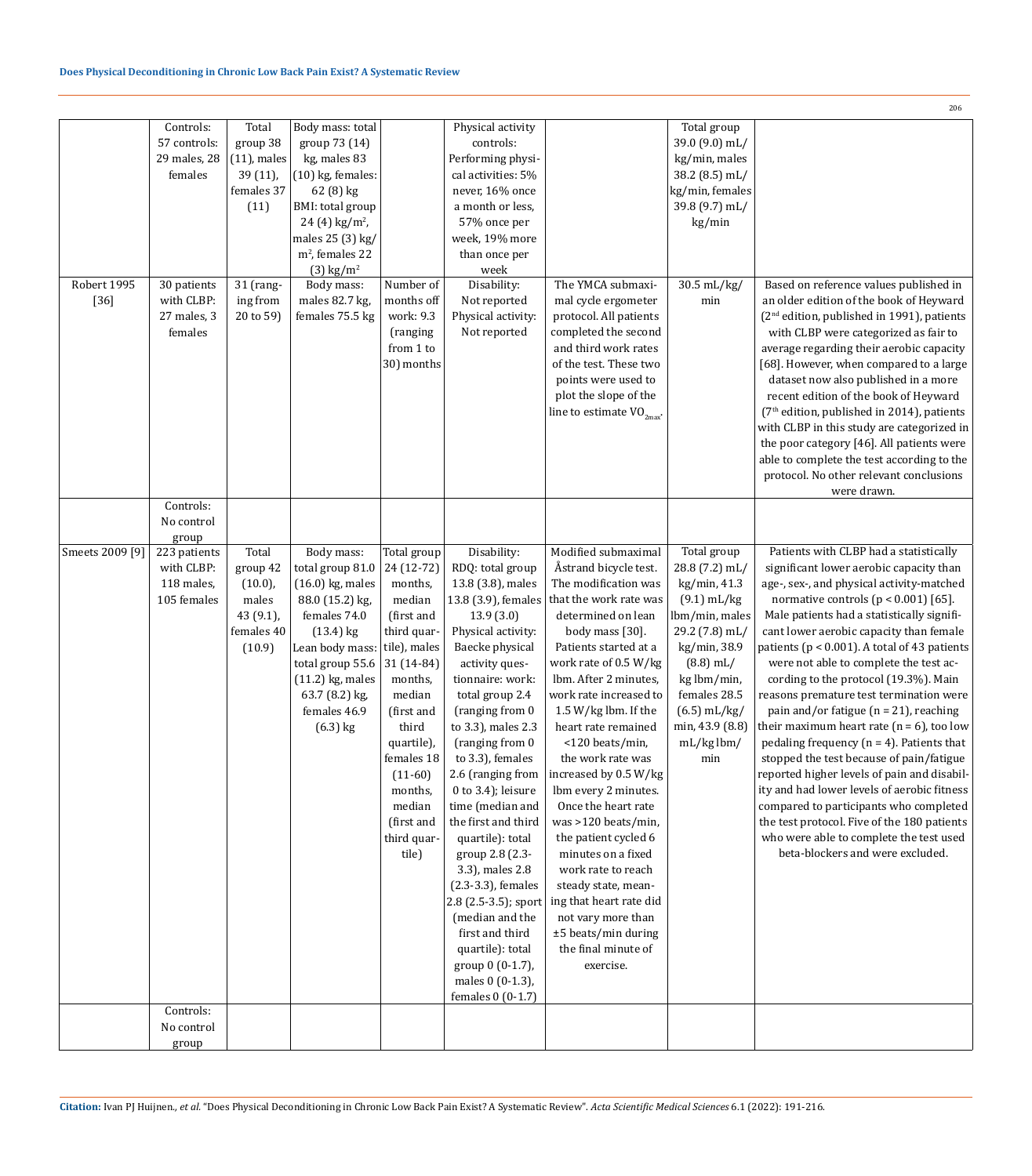|  |  |  |  |  |  |  |  |  |
|---|---|---|---|---|---|---|---|---|
|  | Controls: 57 controls: 29 males, 28 females | Total group 38 (11), males 39 (11), females 37 (11) | Body mass: total group 73 (14) kg, males 83 (10) kg, females: 62 (8) kg BMI: total group 24 (4) kg/m$^2$, males 25 (3) kg/m$^2$, females 22 (3) kg/m$^2$ |  | Physical activity controls: Performing physical activities: 5% never, 16% once a month or less, 57% once per week, 19% more than once per week |  | Total group 39.0 (9.0) mL/kg/min, males 38.2 (8.5) mL/kg/min, females 39.8 (9.7) mL/kg/min |  |
| Robert 1995 [36] | 30 patients with CLBP: 27 males, 3 females | 31 (ranging from 20 to 59) | Body mass: males 82.7 kg, females 75.5 kg | Number of months off work: 9.3 (ranging from 1 to 30) months | Disability: Not reported Physical activity: Not reported | The YMCA submaximal cycle ergometer protocol. All patients completed the second and third work rates of the test. These two points were used to plot the slope of the line to estimate $VO_{2max}$. | 30.5 mL/kg/min | Based on reference values published in an older edition of the book of Heyward (2nd edition, published in 1991), patients with CLBP were categorized as fair to average regarding their aerobic capacity [68]. However, when compared to a large dataset now also published in a more recent edition of the book of Heyward (7th edition, published in 2014), patients with CLBP in this study are categorized in the poor category [46]. All patients were able to complete the test according to the protocol. No other relevant conclusions were drawn. |
|  | Controls: No control group |  |  |  |  |  |  |  |
| Smeets 2009 [9] | 223 patients with CLBP: 118 males, 105 females | Total group 42 (10.0), males 43 (9.1), females 40 (10.9) | Body mass: total group 81.0 (16.0) kg, males 88.0 (15.2) kg, females 74.0 (13.4) kg Lean body mass: total group 55.6 (11.2) kg, males 63.7 (8.2) kg, females 46.9 (6.3) kg | Total group 24 (12-72) months, median (first and third quartile), males 31 (14-84) months, median (first and third quartile), females 18 (11-60) months, median (first and third quartile) | Disability: RDQ: total group 13.8 (3.8), males 13.8 (3.9), females 13.9 (3.0) Physical activity: Baecke physical activity questionnaire: work: total group 2.4 (ranging from 0 to 3.3), males 2.3 (ranging from 0 to 3.3), females 2.6 (ranging from 0 to 3.4); leisure time (median and the first and third quartile): total group 2.8 (2.3-3.3), males 2.8 (2.3-3.3), females 2.8 (2.5-3.5); sport (median and the first and third quartile): total group 0 (0-1.7), males 0 (0-1.3), females 0 (0-1.7) | Modified submaximal Åstrand bicycle test. The modification was that the work rate was determined on lean body mass [30]. Patients started at a work rate of 0.5 W/kg lbm. After 2 minutes, work rate increased to 1.5 W/kg lbm. If the heart rate remained <120 beats/min, the work rate was increased by 0.5 W/kg lbm every 2 minutes. Once the heart rate was >120 beats/min, the patient cycled 6 minutes on a fixed work rate to reach steady state, meaning that heart rate did not vary more than ±5 beats/min during the final minute of exercise. | Total group 28.8 (7.2) mL/kg/min, 41.3 (9.1) mL/kg lbm/min, males 29.2 (7.8) mL/kg/min, 38.9 (8.8) mL/kg lbm/min, females 28.5 (6.5) mL/kg/min, 43.9 (8.8) mL/kg lbm/min | Patients with CLBP had a statistically significant lower aerobic capacity than age-, sex-, and physical activity-matched normative controls ($p < 0.001$) [65]. Male patients had a statistically significant lower aerobic capacity than female patients ($p < 0.001$). A total of 43 patients were not able to complete the test according to the protocol (19.3%). Main reasons premature test termination were pain and/or fatigue (n = 21), reaching their maximum heart rate (n = 6), too low pedaling frequency (n = 4). Patients that stopped the test because of pain/fatigue reported higher levels of pain and disability and had lower levels of aerobic fitness compared to participants who completed the test protocol. Five of the 180 patients who were able to complete the test used beta-blockers and were excluded. |
|  | Controls: No control group |  |  |  |  |  |  |  |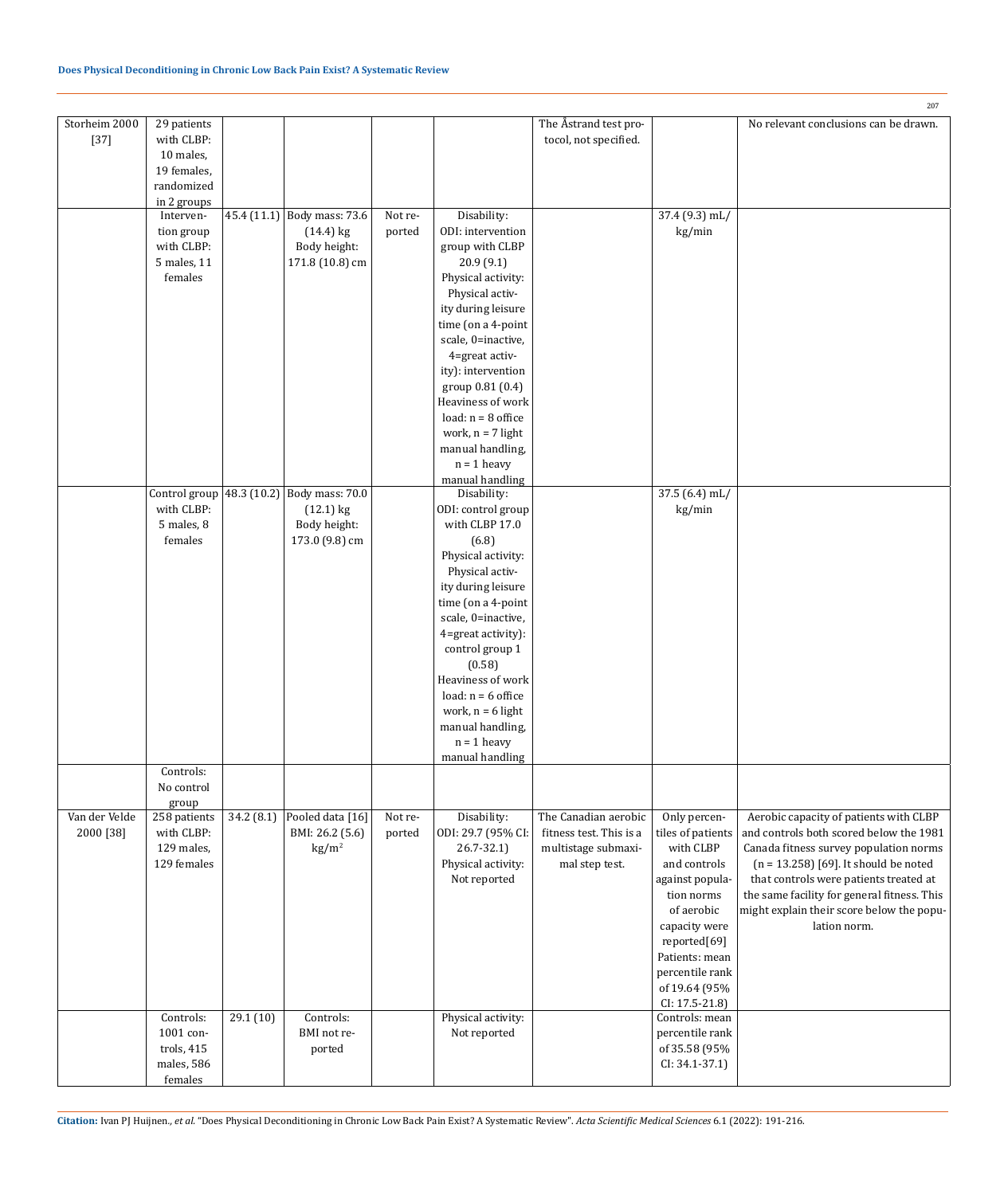| | | | | | | | | |
|---|---|---|---|---|---|---|---|---|
| Storheim 2000 [37] | 29 patients with CLBP: 10 males, 19 females, randomized in 2 groups | | | | | The Åstrand test protocol, not specified. | | No relevant conclusions can be drawn. |
| | Intervention group with CLBP: 5 males, 11 females | 45.4 (11.1) | Body mass: 73.6 (14.4) kg Body height: 171.8 (10.8) cm | Not reported | Disability: ODI: intervention group with CLBP 20.9 (9.1) Physical activity: Physical activity during leisure time (on a 4-point scale, 0=inactive, 4=great activity): intervention group 0.81 (0.4) Heaviness of work load: n = 8 office work, n = 7 light manual handling, n = 1 heavy manual handling | | 37.4 (9.3) mL/kg/min | |
| | Control group with CLBP: 5 males, 8 females | 48.3 (10.2) | Body mass: 70.0 (12.1) kg Body height: 173.0 (9.8) cm | | Disability: ODI: control group with CLBP 17.0 (6.8) Physical activity: Physical activity during leisure time (on a 4-point scale, 0=inactive, 4=great activity): control group 1 (0.58) Heaviness of work load: n = 6 office work, n = 6 light manual handling, n = 1 heavy manual handling | | 37.5 (6.4) mL/kg/min | |
| | Controls: No control group | | | | | | | |
| Van der Velde 2000 [38] | 258 patients with CLBP: 129 males, 129 females | 34.2 (8.1) | Pooled data [16] BMI: 26.2 (5.6) kg/m$^2$ | Not reported | Disability: ODI: 29.7 (95% CI: 26.7-32.1) Physical activity: Not reported | The Canadian aerobic fitness test. This is a multistage submaximal step test. | Only percentiles of patients with CLBP and controls against population norms of aerobic capacity were reported[69] Patients: mean percentile rank of 19.64 (95% CI: 17.5-21.8) | Aerobic capacity of patients with CLBP and controls both scored below the 1981 Canada fitness survey population norms (n = 13.258) [69]. It should be noted that controls were patients treated at the same facility for general fitness. This might explain their score below the population norm. |
| | Controls: 1001 controls, 415 males, 586 females | 29.1 (10) | Controls: BMI not reported | | Physical activity: Not reported | | Controls: mean percentile rank of 35.58 (95% CI: 34.1-37.1) | |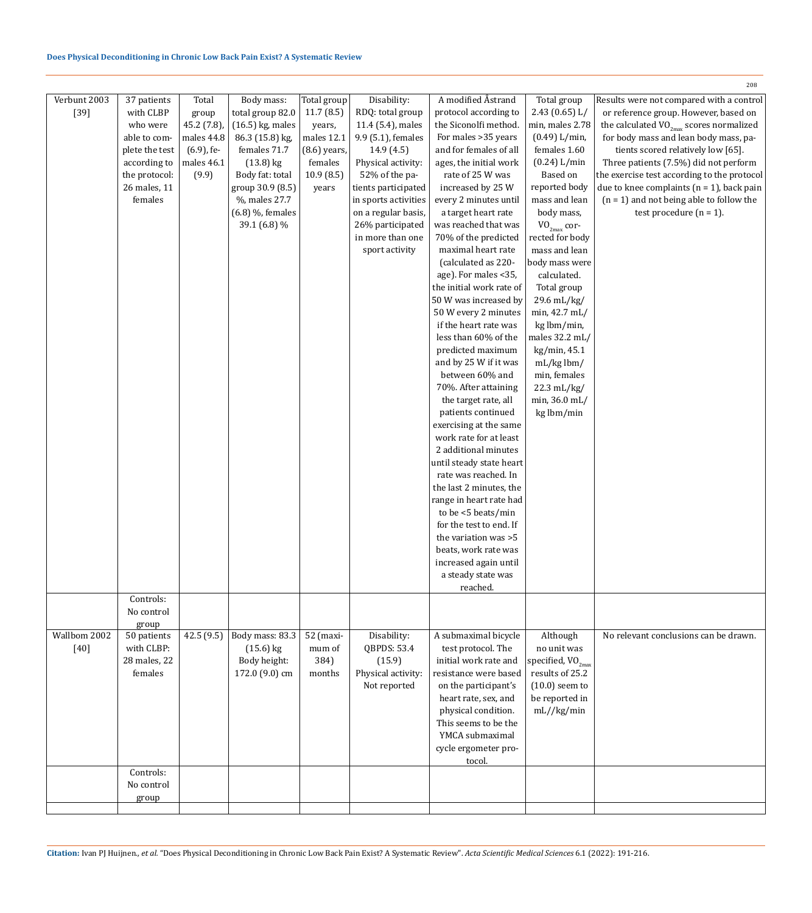| | | | | | | | | |
|---|---|---|---|---|---|---|---|---|
| Verbunt 2003 [39] | 37 patients with CLBP who were able to complete the test according to the protocol: 26 males, 11 females | Total group 45.2 (7.8), males 44.8 (6.9), females 46.1 (9.9) | Body mass: total group 82.0 (16.5) kg, males 86.3 (15.8) kg, females 71.7 (13.8) kg Body fat: total group 30.9 (8.5) %, males 27.7 (6.8) %, females 39.1 (6.8) % | Total group 11.7 (8.5) years, males 12.1 (8.6) years, females 10.9 (8.5) years | Disability: RDQ: total group 11.4 (5.4), males 9.9 (5.1), females 14.9 (4.5) Physical activity: 52% of the patients participated in sports activities on a regular basis, 26% participated in more than one sport activity | A modified Åstrand protocol according to the Siconolfi method. For males >35 years and for females of all ages, the initial work rate of 25 W was increased by 25 W every 2 minutes until a target heart rate was reached that was 70% of the predicted maximal heart rate (calculated as 220-age). For males <35, the initial work rate of 50 W was increased by 50 W every 2 minutes if the heart rate was less than 60% of the predicted maximum and by 25 W if it was between 60% and 70%. After attaining the target rate, all patients continued exercising at the same work rate for at least 2 additional minutes until steady state heart rate was reached. In the last 2 minutes, the range in heart rate had to be <5 beats/min for the test to end. If the variation was >5 beats, work rate was increased again until a steady state was reached. | Total group 2.43 (0.65) L/min, males 2.78 (0.49) L/min, females 1.60 (0.24) L/min Based on reported body mass and lean body mass, $VO_{2max}$ corrected for body mass and lean body mass were calculated. Total group 29.6 mL/kg/min, 42.7 mL/kg lbm/min, males 32.2 mL/kg/min, 45.1 mL/kg lbm/min, females 22.3 mL/kg/min, 36.0 mL/kg lbm/min | Results were not compared with a control or reference group. However, based on the calculated $VO_{2max}$ scores normalized for body mass and lean body mass, patients scored relatively low [65]. Three patients (7.5%) did not perform the exercise test according to the protocol due to knee complaints (n = 1), back pain (n = 1) and not being able to follow the test procedure (n = 1). |
| | Controls: No control group | | | | | | | |
| Wallbom 2002 [40] | 50 patients with CLBP: 28 males, 22 females | 42.5 (9.5) | Body mass: 83.3 (15.6) kg Body height: 172.0 (9.0) cm | 52 (maximum of 384) months | Disability: QBPDS: 53.4 (15.9) Physical activity: Not reported | A submaximal bicycle test protocol. The initial work rate and resistance were based on the participant's heart rate, sex, and physical condition. This seems to be the YMCA submaximal cycle ergometer protocol. | Although no unit was specified, $VO_{2max}$ results of 25.2 (10.0) seem to be reported in mL//kg/min | No relevant conclusions can be drawn. |
| | Controls: No control group | | | | | | | |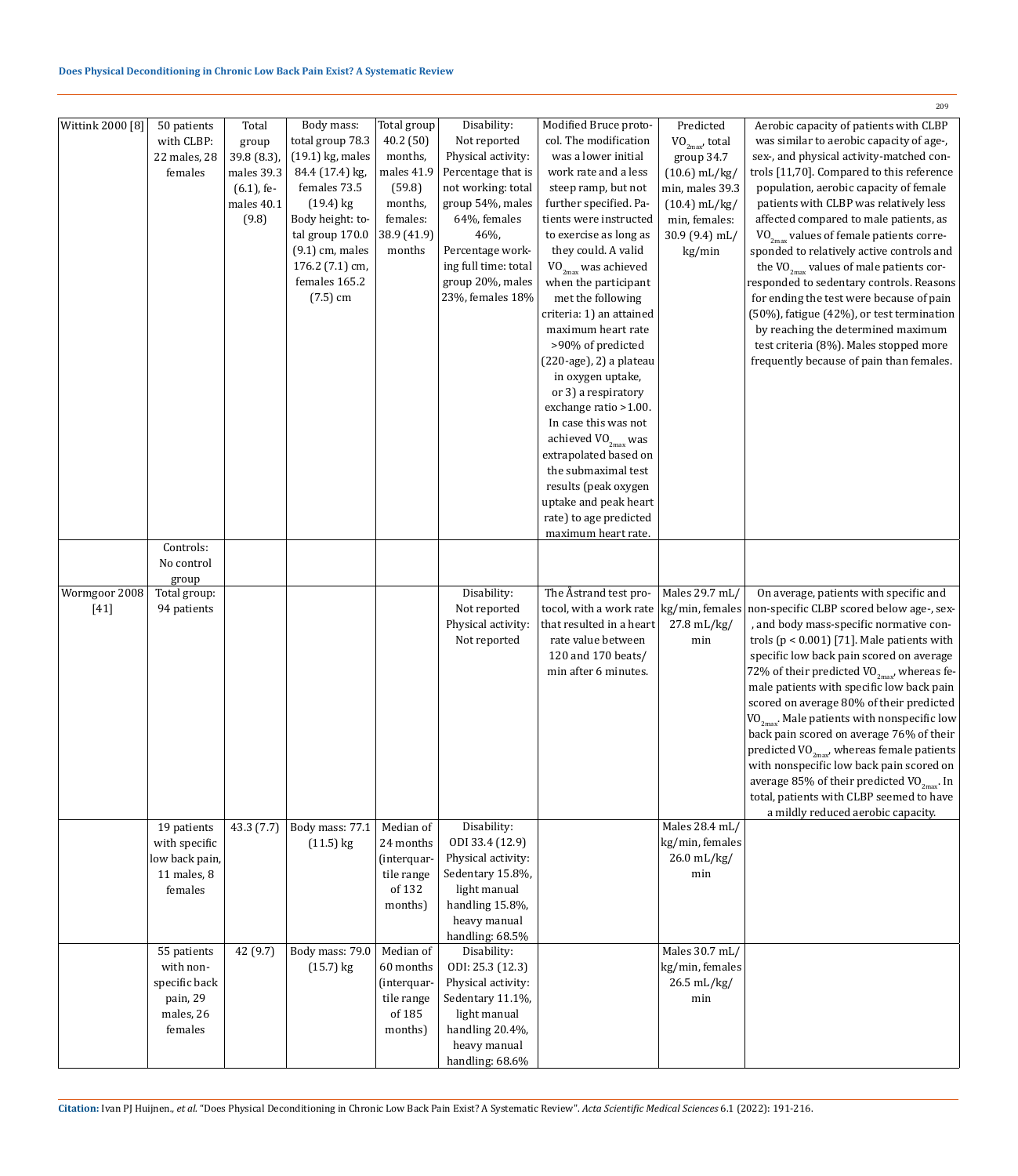| | | | | | | | | |
|---|---|---|---|---|---|---|---|---|
| Wittink 2000 [8] | 50 patients with CLBP: 22 males, 28 females | Total group 39.8 (8.3), males 39.3 (6.1), females 40.1 (9.8) | Body mass: total group 78.3 (19.1) kg, males 84.4 (17.4) kg, females 73.5 (19.4) kg Body height: total group 170.0 (9.1) cm, males 176.2 (7.1) cm, females 165.2 (7.5) cm | Total group 40.2 (50) months, males 41.9 (59.8) months, females: 38.9 (41.9) months | Disability: Not reported Physical activity: Percentage that is not working: total group 54%, males 64%, females 46%, Percentage working full time: total group 20%, males 23%, females 18% | Modified Bruce protocol. The modification was a lower initial work rate and a less steep ramp, but not further specified. Patients were instructed to exercise as long as they could. A valid $VO_{2max}$ was achieved when the participant met the following criteria: 1) an attained maximum heart rate >90% of predicted (220-age), 2) a plateau in oxygen uptake, or 3) a respiratory exchange ratio >1.00. In case this was not achieved $VO_{2max}$ was extrapolated based on the submaximal test results (peak oxygen uptake and peak heart rate) to age predicted maximum heart rate. | Predicted $VO_{2max}$, total group 34.7 (10.6) mL/kg/min, males 39.3 (10.4) mL/kg/min, females: 30.9 (9.4) mL/kg/min | Aerobic capacity of patients with CLBP was similar to aerobic capacity of age-, sex-, and physical activity-matched controls [11,70]. Compared to this reference population, aerobic capacity of female patients with CLBP was relatively less affected compared to male patients, as $VO_{2max}$ values of female patients corresponded to relatively active controls and the $VO_{2max}$ values of male patients corresponded to sedentary controls. Reasons for ending the test were because of pain (50%), fatigue (42%), or test termination by reaching the determined maximum test criteria (8%). Males stopped more frequently because of pain than females. |
| | Controls: No control group | | | | | | | |
| Wormgoor 2008 [41] | Total group: 94 patients | | | | Disability: Not reported Physical activity: Not reported | The Åstrand test protocol, with a work rate that resulted in a heart rate value between 120 and 170 beats/min after 6 minutes. | Males 29.7 mL/kg/min, females 27.8 mL/kg/min | On average, patients with specific and non-specific CLBP scored below age-, sex-, and body mass-specific normative controls ($p < 0.001$) [71]. Male patients with specific low back pain scored on average 72% of their predicted $VO_{2max}$, whereas female patients with specific low back pain scored on average 80% of their predicted $VO_{2max}$. Male patients with nonspecific low back pain scored on average 76% of their predicted $VO_{2max}$, whereas female patients with nonspecific low back pain scored on average 85% of their predicted $VO_{2max}$. In total, patients with CLBP seemed to have a mildly reduced aerobic capacity. |
| | 19 patients with specific low back pain, 11 males, 8 females | 43.3 (7.7) | Body mass: 77.1 (11.5) kg | Median of 24 months (interquartile range of 132 months) | Disability: ODI 33.4 (12.9) Physical activity: Sedentary 15.8%, light manual handling 15.8%, heavy manual handling: 68.5% | | Males 28.4 mL/kg/min, females 26.0 mL/kg/min | |
| | 55 patients with non-specific back pain, 29 males, 26 females | 42 (9.7) | Body mass: 79.0 (15.7) kg | Median of 60 months (interquartile range of 185 months) | Disability: ODI: 25.3 (12.3) Physical activity: Sedentary 11.1%, light manual handling 20.4%, heavy manual handling: 68.6% | | Males 30.7 mL/kg/min, females 26.5 mL/kg/min | |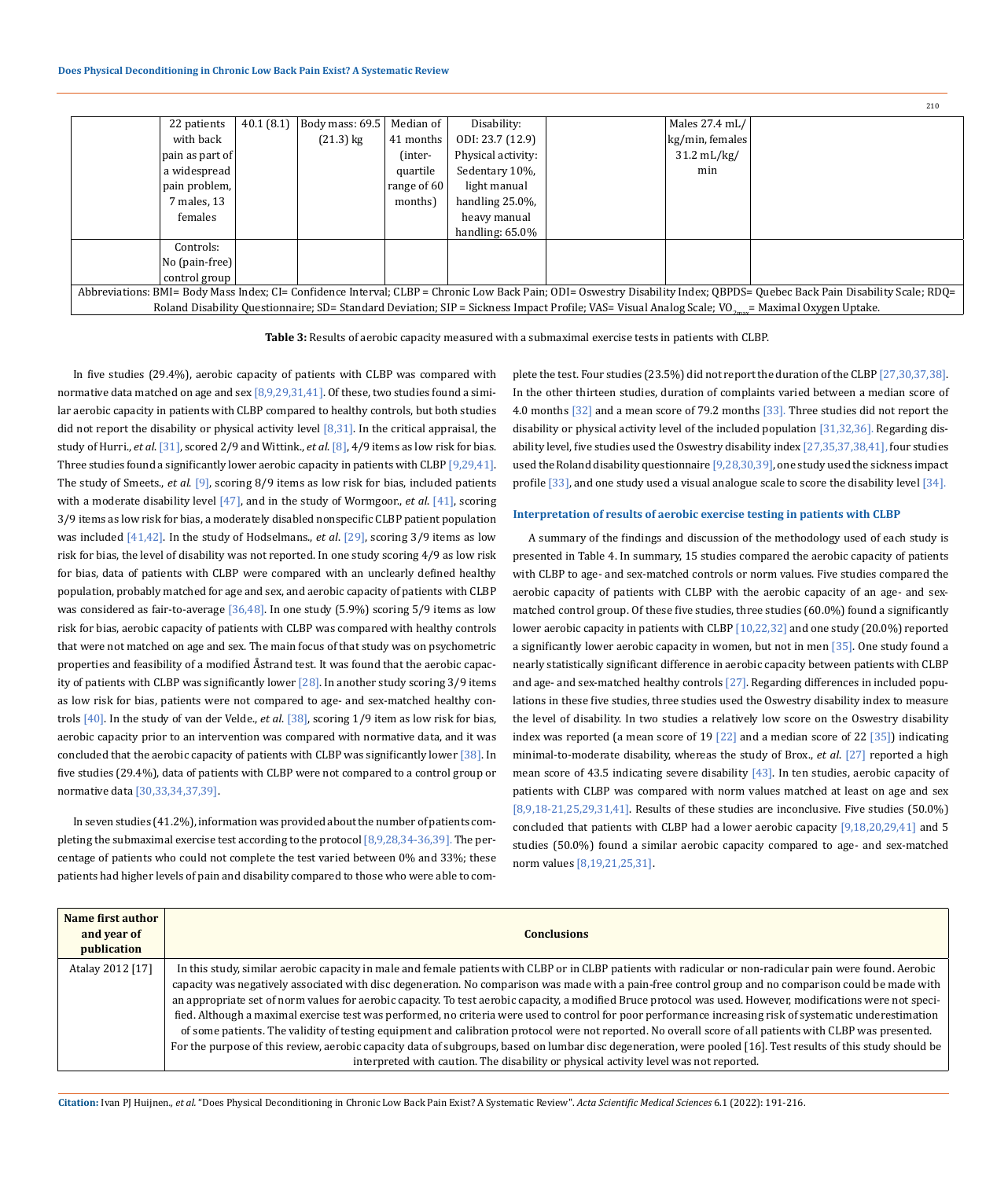| | | | | | | | | |
|---|---|---|---|---|---|---|---|---|
| | 22 patients with back pain as part of a widespread pain problem, 7 males, 13 females | 40.1 (8.1) | Body mass: 69.5 (21.3) kg | Median of 41 months (inter-quartile range of 60 months) | Disability: ODI: 23.7 (12.9) Physical activity: Sedentary 10%, light manual handling 25.0%, heavy manual handling: 65.0% | | Males 27.4 mL/kg/min, females 31.2 mL/kg/min | |
| | Controls: No (pain-free) control group | | | | | | | |

Abbreviations: BMI= Body Mass Index; CI= Confidence Interval; CLBP = Chronic Low Back Pain; ODI= Oswestry Disability Index; QBPDS= Quebec Back Pain Disability Scale; RDQ= Roland Disability Questionnaire; SD= Standard Deviation; SIP = Sickness Impact Profile; VAS= Visual Analog Scale; $VO_{2max}$= Maximal Oxygen Uptake.

**Table 3:** Results of aerobic capacity measured with a submaximal exercise tests in patients with CLBP.

In five studies (29.4%), aerobic capacity of patients with CLBP was compared with normative data matched on age and sex [8,9,29,31,41]. Of these, two studies found a similar aerobic capacity in patients with CLBP compared to healthy controls, but both studies did not report the disability or physical activity level [8,31]. In the critical appraisal, the study of Hurri., *et al.* [31], scored 2/9 and Wittink., *et al.* [8], 4/9 items as low risk for bias. Three studies found a significantly lower aerobic capacity in patients with CLBP [9,29,41]. The study of Smeets., *et al.* [9], scoring 8/9 items as low risk for bias, included patients with a moderate disability level [47], and in the study of Wormgoor., *et al.* [41], scoring 3/9 items as low risk for bias, a moderately disabled nonspecific CLBP patient population was included [41,42]. In the study of Hodselmans., *et al.* [29], scoring 3/9 items as low risk for bias, the level of disability was not reported. In one study scoring 4/9 as low risk for bias, data of patients with CLBP were compared with an unclearly defined healthy population, probably matched for age and sex, and aerobic capacity of patients with CLBP was considered as fair-to-average [36,48]. In one study (5.9%) scoring 5/9 items as low risk for bias, aerobic capacity of patients with CLBP was compared with healthy controls that were not matched on age and sex. The main focus of that study was on psychometric properties and feasibility of a modified Åstrand test. It was found that the aerobic capacity of patients with CLBP was significantly lower [28]. In another study scoring 3/9 items as low risk for bias, patients were not compared to age- and sex-matched healthy controls [40]. In the study of van der Velde., *et al.* [38], scoring 1/9 item as low risk for bias, aerobic capacity prior to an intervention was compared with normative data, and it was concluded that the aerobic capacity of patients with CLBP was significantly lower [38]. In five studies (29.4%), data of patients with CLBP were not compared to a control group or normative data [30,33,34,37,39].

In seven studies (41.2%), information was provided about the number of patients completing the submaximal exercise test according to the protocol [8,9,28,34-36,39]. The percentage of patients who could not complete the test varied between 0% and 33%; these patients had higher levels of pain and disability compared to those who were able to complete the test. Four studies (23.5%) did not report the duration of the CLBP [27,30,37,38]. In the other thirteen studies, duration of complaints varied between a median score of 4.0 months [32] and a mean score of 79.2 months [33]. Three studies did not report the disability or physical activity level of the included population [31,32,36]. Regarding disability level, five studies used the Oswestry disability index [27,35,37,38,41], four studies used the Roland disability questionnaire [9,28,30,39], one study used the sickness impact profile [33], and one study used a visual analogue scale to score the disability level [34].

### Interpretation of results of aerobic exercise testing in patients with CLBP

A summary of the findings and discussion of the methodology used of each study is presented in Table 4. In summary, 15 studies compared the aerobic capacity of patients with CLBP to age- and sex-matched controls or norm values. Five studies compared the aerobic capacity of patients with CLBP with the aerobic capacity of an age- and sex-matched control group. Of these five studies, three studies (60.0%) found a significantly lower aerobic capacity in patients with CLBP [10,22,32] and one study (20.0%) reported a significantly lower aerobic capacity in women, but not in men [35]. One study found a nearly statistically significant difference in aerobic capacity between patients with CLBP and age- and sex-matched healthy controls [27]. Regarding differences in included populations in these five studies, three studies used the Oswestry disability index to measure the level of disability. In two studies a relatively low score on the Oswestry disability index was reported (a mean score of 19 [22] and a median score of 22 [35]) indicating minimal-to-moderate disability, whereas the study of Brox., *et al.* [27] reported a high mean score of 43.5 indicating severe disability [43]. In ten studies, aerobic capacity of patients with CLBP was compared with norm values matched at least on age and sex [8,9,18-21,25,29,31,41]. Results of these studies are inconclusive. Five studies (50.0%) concluded that patients with CLBP had a lower aerobic capacity [9,18,20,29,41] and 5 studies (50.0%) found a similar aerobic capacity compared to age- and sex-matched norm values [8,19,21,25,31].

| Name first author and year of publication | Conclusions |
|---|---|
| Atalay 2012 [17] | In this study, similar aerobic capacity in male and female patients with CLBP or in CLBP patients with radicular or non-radicular pain were found. Aerobic capacity was negatively associated with disc degeneration. No comparison was made with a pain-free control group and no comparison could be made with an appropriate set of norm values for aerobic capacity. To test aerobic capacity, a modified Bruce protocol was used. However, modifications were not specified. Although a maximal exercise test was performed, no criteria were used to control for poor performance increasing risk of systematic underestimation of some patients. The validity of testing equipment and calibration protocol were not reported. No overall score of all patients with CLBP was presented. For the purpose of this review, aerobic capacity data of subgroups, based on lumbar disc degeneration, were pooled [16]. Test results of this study should be interpreted with caution. The disability or physical activity level was not reported. |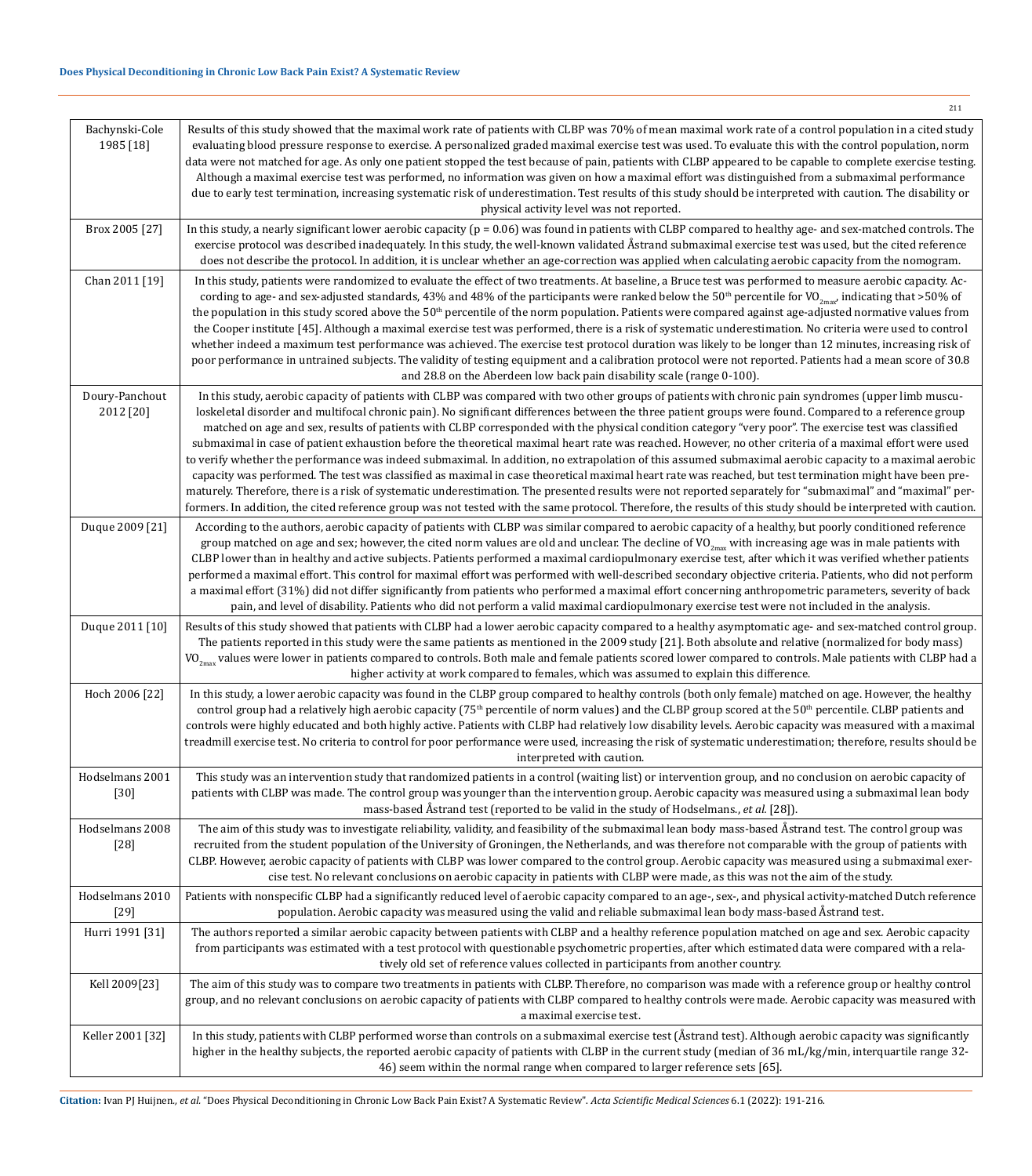| | |
|---|---|
| Bachynski-Cole 1985 [18] | Results of this study showed that the maximal work rate of patients with CLBP was 70% of mean maximal work rate of a control population in a cited study evaluating blood pressure response to exercise. A personalized graded maximal exercise test was used. To evaluate this with the control population, norm data were not matched for age. As only one patient stopped the test because of pain, patients with CLBP appeared to be capable to complete exercise testing. Although a maximal exercise test was performed, no information was given on how a maximal effort was distinguished from a submaximal performance due to early test termination, increasing systematic risk of underestimation. Test results of this study should be interpreted with caution. The disability or physical activity level was not reported. |
| Brox 2005 [27] | In this study, a nearly significant lower aerobic capacity (p = 0.06) was found in patients with CLBP compared to healthy age- and sex-matched controls. The exercise protocol was described inadequately. In this study, the well-known validated Åstrand submaximal exercise test was used, but the cited reference does not describe the protocol. In addition, it is unclear whether an age-correction was applied when calculating aerobic capacity from the nomogram. |
| Chan 2011 [19] | In this study, patients were randomized to evaluate the effect of two treatments. At baseline, a Bruce test was performed to measure aerobic capacity. According to age- and sex-adjusted standards, 43% and 48% of the participants were ranked below the 50th percentile for $VO_{2max}$, indicating that >50% of the population in this study scored above the 50th percentile of the norm population. Patients were compared against age-adjusted normative values from the Cooper institute [45]. Although a maximal exercise test was performed, there is a risk of systematic underestimation. No criteria were used to control whether indeed a maximum test performance was achieved. The exercise test protocol duration was likely to be longer than 12 minutes, increasing risk of poor performance in untrained subjects. The validity of testing equipment and a calibration protocol were not reported. Patients had a mean score of 30.8 and 28.8 on the Aberdeen low back pain disability scale (range 0-100). |
| Doury-Panchout 2012 [20] | In this study, aerobic capacity of patients with CLBP was compared with two other groups of patients with chronic pain syndromes (upper limb musculoskeletal disorder and multifocal chronic pain). No significant differences between the three patient groups were found. Compared to a reference group matched on age and sex, results of patients with CLBP corresponded with the physical condition category "very poor". The exercise test was classified submaximal in case of patient exhaustion before the theoretical maximal heart rate was reached. However, no other criteria of a maximal effort were used to verify whether the performance was indeed submaximal. In addition, no extrapolation of this assumed submaximal aerobic capacity to a maximal aerobic capacity was performed. The test was classified as maximal in case theoretical maximal heart rate was reached, but test termination might have been prematurely. Therefore, there is a risk of systematic underestimation. The presented results were not reported separately for "submaximal" and "maximal" performers. In addition, the cited reference group was not tested with the same protocol. Therefore, the results of this study should be interpreted with caution. |
| Duque 2009 [21] | According to the authors, aerobic capacity of patients with CLBP was similar compared to aerobic capacity of a healthy, but poorly conditioned reference group matched on age and sex; however, the cited norm values are old and unclear. The decline of $VO_{2max}$ with increasing age was in male patients with CLBP lower than in healthy and active subjects. Patients performed a maximal cardiopulmonary exercise test, after which it was verified whether patients performed a maximal effort. This control for maximal effort was performed with well-described secondary objective criteria. Patients, who did not perform a maximal effort (31%) did not differ significantly from patients who performed a maximal effort concerning anthropometric parameters, severity of back pain, and level of disability. Patients who did not perform a valid maximal cardiopulmonary exercise test were not included in the analysis. |
| Duque 2011 [10] | Results of this study showed that patients with CLBP had a lower aerobic capacity compared to a healthy asymptomatic age- and sex-matched control group. The patients reported in this study were the same patients as mentioned in the 2009 study [21]. Both absolute and relative (normalized for body mass) $VO_{2max}$ values were lower in patients compared to controls. Both male and female patients scored lower compared to controls. Male patients with CLBP had a higher activity at work compared to females, which was assumed to explain this difference. |
| Hoch 2006 [22] | In this study, a lower aerobic capacity was found in the CLBP group compared to healthy controls (both only female) matched on age. However, the healthy control group had a relatively high aerobic capacity (75th percentile of norm values) and the CLBP group scored at the 50th percentile. CLBP patients and controls were highly educated and both highly active. Patients with CLBP had relatively low disability levels. Aerobic capacity was measured with a maximal treadmill exercise test. No criteria to control for poor performance were used, increasing the risk of systematic underestimation; therefore, results should be interpreted with caution. |
| Hodselmans 2001 [30] | This study was an intervention study that randomized patients in a control (waiting list) or intervention group, and no conclusion on aerobic capacity of patients with CLBP was made. The control group was younger than the intervention group. Aerobic capacity was measured using a submaximal lean body mass-based Åstrand test (reported to be valid in the study of Hodselmans., *et al.* [28]). |
| Hodselmans 2008 [28] | The aim of this study was to investigate reliability, validity, and feasibility of the submaximal lean body mass-based Åstrand test. The control group was recruited from the student population of the University of Groningen, the Netherlands, and was therefore not comparable with the group of patients with CLBP. However, aerobic capacity of patients with CLBP was lower compared to the control group. Aerobic capacity was measured using a submaximal exercise test. No relevant conclusions on aerobic capacity in patients with CLBP were made, as this was not the aim of the study. |
| Hodselmans 2010 [29] | Patients with nonspecific CLBP had a significantly reduced level of aerobic capacity compared to an age-, sex-, and physical activity-matched Dutch reference population. Aerobic capacity was measured using the valid and reliable submaximal lean body mass-based Åstrand test. |
| Hurri 1991 [31] | The authors reported a similar aerobic capacity between patients with CLBP and a healthy reference population matched on age and sex. Aerobic capacity from participants was estimated with a test protocol with questionable psychometric properties, after which estimated data were compared with a relatively old set of reference values collected in participants from another country. |
| Kell 2009[23] | The aim of this study was to compare two treatments in patients with CLBP. Therefore, no comparison was made with a reference group or healthy control group, and no relevant conclusions on aerobic capacity of patients with CLBP compared to healthy controls were made. Aerobic capacity was measured with a maximal exercise test. |
| Keller 2001 [32] | In this study, patients with CLBP performed worse than controls on a submaximal exercise test (Åstrand test). Although aerobic capacity was significantly higher in the healthy subjects, the reported aerobic capacity of patients with CLBP in the current study (median of 36 mL/kg/min, interquartile range 32-46) seem within the normal range when compared to larger reference sets [65]. |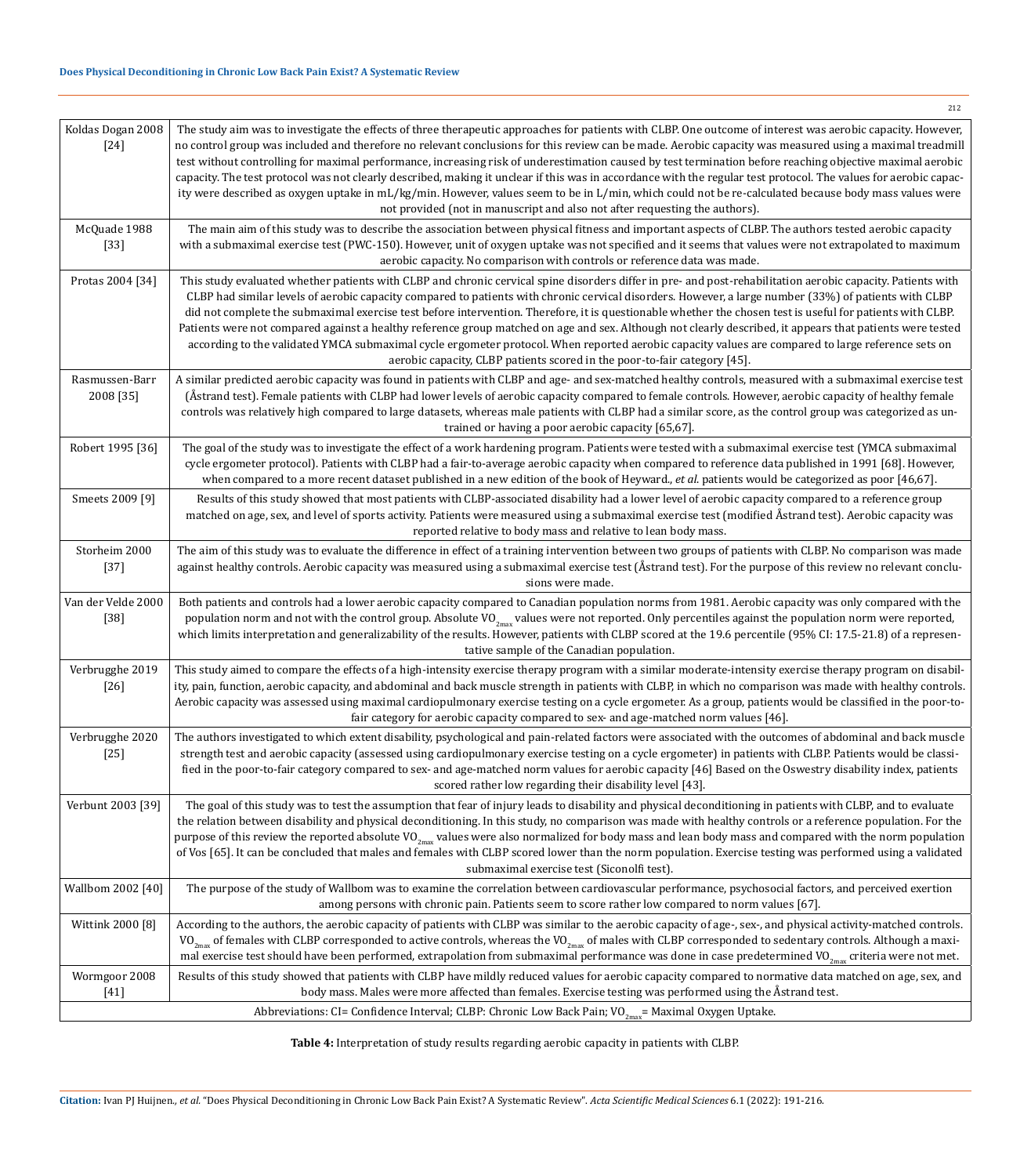| | |
|---|---|
| Koldas Dogan 2008 [24] | The study aim was to investigate the effects of three therapeutic approaches for patients with CLBP. One outcome of interest was aerobic capacity. However, no control group was included and therefore no relevant conclusions for this review can be made. Aerobic capacity was measured using a maximal treadmill test without controlling for maximal performance, increasing risk of underestimation caused by test termination before reaching objective maximal aerobic capacity. The test protocol was not clearly described, making it unclear if this was in accordance with the regular test protocol. The values for aerobic capacity were described as oxygen uptake in mL/kg/min. However, values seem to be in L/min, which could not be re-calculated because body mass values were not provided (not in manuscript and also not after requesting the authors). |
| McQuade 1988 [33] | The main aim of this study was to describe the association between physical fitness and important aspects of CLBP. The authors tested aerobic capacity with a submaximal exercise test (PWC-150). However, unit of oxygen uptake was not specified and it seems that values were not extrapolated to maximum aerobic capacity. No comparison with controls or reference data was made. |
| Protas 2004 [34] | This study evaluated whether patients with CLBP and chronic cervical spine disorders differ in pre- and post-rehabilitation aerobic capacity. Patients with CLBP had similar levels of aerobic capacity compared to patients with chronic cervical disorders. However, a large number (33%) of patients with CLBP did not complete the submaximal exercise test before intervention. Therefore, it is questionable whether the chosen test is useful for patients with CLBP. Patients were not compared against a healthy reference group matched on age and sex. Although not clearly described, it appears that patients were tested according to the validated YMCA submaximal cycle ergometer protocol. When reported aerobic capacity values are compared to large reference sets on aerobic capacity, CLBP patients scored in the poor-to-fair category [45]. |
| Rasmussen-Barr 2008 [35] | A similar predicted aerobic capacity was found in patients with CLBP and age- and sex-matched healthy controls, measured with a submaximal exercise test (Åstrand test). Female patients with CLBP had lower levels of aerobic capacity compared to female controls. However, aerobic capacity of healthy female controls was relatively high compared to large datasets, whereas male patients with CLBP had a similar score, as the control group was categorized as untrained or having a poor aerobic capacity [65,67]. |
| Robert 1995 [36] | The goal of the study was to investigate the effect of a work hardening program. Patients were tested with a submaximal exercise test (YMCA submaximal cycle ergometer protocol). Patients with CLBP had a fair-to-average aerobic capacity when compared to reference data published in 1991 [68]. However, when compared to a more recent dataset published in a new edition of the book of Heyward., *et al.* patients would be categorized as poor [46,67]. |
| Smeets 2009 [9] | Results of this study showed that most patients with CLBP-associated disability had a lower level of aerobic capacity compared to a reference group matched on age, sex, and level of sports activity. Patients were measured using a submaximal exercise test (modified Åstrand test). Aerobic capacity was reported relative to body mass and relative to lean body mass. |
| Storheim 2000 [37] | The aim of this study was to evaluate the difference in effect of a training intervention between two groups of patients with CLBP. No comparison was made against healthy controls. Aerobic capacity was measured using a submaximal exercise test (Åstrand test). For the purpose of this review no relevant conclusions were made. |
| Van der Velde 2000 [38] | Both patients and controls had a lower aerobic capacity compared to Canadian population norms from 1981. Aerobic capacity was only compared with the population norm and not with the control group. Absolute $VO_{2max}$ values were not reported. Only percentiles against the population norm were reported, which limits interpretation and generalizability of the results. However, patients with CLBP scored at the 19.6 percentile (95% CI: 17.5-21.8) of a representative sample of the Canadian population. |
| Verbrugghe 2019 [26] | This study aimed to compare the effects of a high-intensity exercise therapy program with a similar moderate-intensity exercise therapy program on disability, pain, function, aerobic capacity, and abdominal and back muscle strength in patients with CLBP, in which no comparison was made with healthy controls. Aerobic capacity was assessed using maximal cardiopulmonary exercise testing on a cycle ergometer. As a group, patients would be classified in the poor-to-fair category for aerobic capacity compared to sex- and age-matched norm values [46]. |
| Verbrugghe 2020 [25] | The authors investigated to which extent disability, psychological and pain-related factors were associated with the outcomes of abdominal and back muscle strength test and aerobic capacity (assessed using cardiopulmonary exercise testing on a cycle ergometer) in patients with CLBP. Patients would be classified in the poor-to-fair category compared to sex- and age-matched norm values for aerobic capacity [46] Based on the Oswestry disability index, patients scored rather low regarding their disability level [43]. |
| Verbunt 2003 [39] | The goal of this study was to test the assumption that fear of injury leads to disability and physical deconditioning in patients with CLBP, and to evaluate the relation between disability and physical deconditioning. In this study, no comparison was made with healthy controls or a reference population. For the purpose of this review the reported absolute $VO_{2max}$ values were also normalized for body mass and lean body mass and compared with the norm population of Vos [65]. It can be concluded that males and females with CLBP scored lower than the norm population. Exercise testing was performed using a validated submaximal exercise test (Siconolfi test). |
| Wallbom 2002 [40] | The purpose of the study of Wallbom was to examine the correlation between cardiovascular performance, psychosocial factors, and perceived exertion among persons with chronic pain. Patients seem to score rather low compared to norm values [67]. |
| Wittink 2000 [8] | According to the authors, the aerobic capacity of patients with CLBP was similar to the aerobic capacity of age-, sex-, and physical activity-matched controls. $VO_{2max}$ of females with CLBP corresponded to active controls, whereas the $VO_{2max}$ of males with CLBP corresponded to sedentary controls. Although a maximal exercise test should have been performed, extrapolation from submaximal performance was done in case predetermined $VO_{2max}$ criteria were not met. |
| Wormgoor 2008 [41] | Results of this study showed that patients with CLBP have mildly reduced values for aerobic capacity compared to normative data matched on age, sex, and body mass. Males were more affected than females. Exercise testing was performed using the Åstrand test. |

Abbreviations: CI= Confidence Interval; CLBP: Chronic Low Back Pain; $VO_{2max}$= Maximal Oxygen Uptake.

**Table 4:** Interpretation of study results regarding aerobic capacity in patients with CLBP.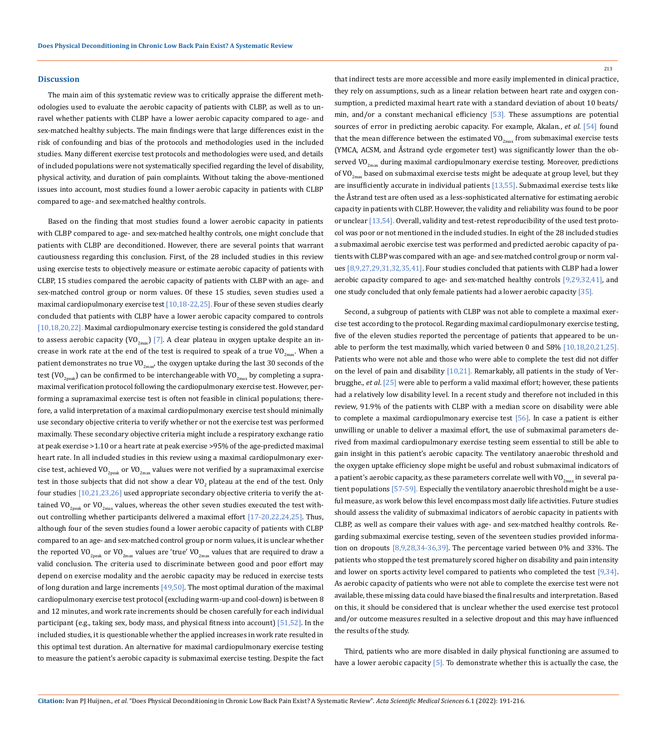## Discussion

The main aim of this systematic review was to critically appraise the different methodologies used to evaluate the aerobic capacity of patients with CLBP, as well as to unravel whether patients with CLBP have a lower aerobic capacity compared to age- and sex-matched healthy subjects. The main findings were that large differences exist in the risk of confounding and bias of the protocols and methodologies used in the included studies. Many different exercise test protocols and methodologies were used, and details of included populations were not systematically specified regarding the level of disability, physical activity, and duration of pain complaints. Without taking the above-mentioned issues into account, most studies found a lower aerobic capacity in patients with CLBP compared to age- and sex-matched healthy controls.

Based on the finding that most studies found a lower aerobic capacity in patients with CLBP compared to age- and sex-matched healthy controls, one might conclude that patients with CLBP are deconditioned. However, there are several points that warrant cautiousness regarding this conclusion. First, of the 28 included studies in this review using exercise tests to objectively measure or estimate aerobic capacity of patients with CLBP, 15 studies compared the aerobic capacity of patients with CLBP with an age- and sex-matched control group or norm values. Of these 15 studies, seven studies used a maximal cardiopulmonary exercise test [10,18-22,25]. Four of these seven studies clearly concluded that patients with CLBP have a lower aerobic capacity compared to controls [10,18,20,22]. Maximal cardiopulmonary exercise testing is considered the gold standard to assess aerobic capacity ($VO_{2max}$) [7]. A clear plateau in oxygen uptake despite an increase in work rate at the end of the test is required to speak of a true $VO_{2max}$. When a patient demonstrates no true $VO_{2max}$, the oxygen uptake during the last 30 seconds of the test ($VO_{2peak}$) can be confirmed to be interchangeable with $VO_{2max}$ by completing a supramaximal verification protocol following the cardiopulmonary exercise test. However, performing a supramaximal exercise test is often not feasible in clinical populations; therefore, a valid interpretation of a maximal cardiopulmonary exercise test should minimally use secondary objective criteria to verify whether or not the exercise test was performed maximally. These secondary objective criteria might include a respiratory exchange ratio at peak exercise >1.10 or a heart rate at peak exercise >95% of the age-predicted maximal heart rate. In all included studies in this review using a maximal cardiopulmonary exercise test, achieved $VO_{2peak}$ or $VO_{2max}$ values were not verified by a supramaximal exercise test in those subjects that did not show a clear $VO_2$ plateau at the end of the test. Only four studies [10,21,23,26] used appropriate secondary objective criteria to verify the attained $VO_{2peak}$ or $VO_{2max}$ values, whereas the other seven studies executed the test without controlling whether participants delivered a maximal effort [17-20,22,24,25]. Thus, although four of the seven studies found a lower aerobic capacity of patients with CLBP compared to an age- and sex-matched control group or norm values, it is unclear whether the reported $VO_{2peak}$ or $VO_{2max}$ values are 'true' $VO_{2max}$ values that are required to draw a valid conclusion. The criteria used to discriminate between good and poor effort may depend on exercise modality and the aerobic capacity may be reduced in exercise tests of long duration and large increments [49,50]. The most optimal duration of the maximal cardiopulmonary exercise test protocol (excluding warm-up and cool-down) is between 8 and 12 minutes, and work rate increments should be chosen carefully for each individual participant (e.g., taking sex, body mass, and physical fitness into account) [51,52]. In the included studies, it is questionable whether the applied increases in work rate resulted in this optimal test duration. An alternative for maximal cardiopulmonary exercise testing to measure the patient's aerobic capacity is submaximal exercise testing. Despite the fact that indirect tests are more accessible and more easily implemented in clinical practice, they rely on assumptions, such as a linear relation between heart rate and oxygen consumption, a predicted maximal heart rate with a standard deviation of about 10 beats/min, and/or a constant mechanical efficiency [53]. These assumptions are potential sources of error in predicting aerobic capacity. For example, Akalan., *et al*. [54] found that the mean difference between the estimated $VO_{2max}$ from submaximal exercise tests (YMCA, ACSM, and Åstrand cycle ergometer test) was significantly lower than the observed $VO_{2max}$ during maximal cardiopulmonary exercise testing. Moreover, predictions of $VO_{2max}$ based on submaximal exercise tests might be adequate at group level, but they are insufficiently accurate in individual patients [13,55]. Submaximal exercise tests like the Åstrand test are often used as a less-sophisticated alternative for estimating aerobic capacity in patients with CLBP. However, the validity and reliability was found to be poor or unclear [13,54]. Overall, validity and test-retest reproducibility of the used test protocol was poor or not mentioned in the included studies. In eight of the 28 included studies a submaximal aerobic exercise test was performed and predicted aerobic capacity of patients with CLBP was compared with an age- and sex-matched control group or norm values [8,9,27,29,31,32,35,41]. Four studies concluded that patients with CLBP had a lower aerobic capacity compared to age- and sex-matched healthy controls [9,29,32,41], and one study concluded that only female patients had a lower aerobic capacity [35].

Second, a subgroup of patients with CLBP was not able to complete a maximal exercise test according to the protocol. Regarding maximal cardiopulmonary exercise testing, five of the eleven studies reported the percentage of patients that appeared to be unable to perform the test maximally, which varied between 0 and 58% [10,18,20,21,25]. Patients who were not able and those who were able to complete the test did not differ on the level of pain and disability [10,21]. Remarkably, all patients in the study of Verbrugghe., *et al*. [25] were able to perform a valid maximal effort; however, these patients had a relatively low disability level. In a recent study and therefore not included in this review, 91.9% of the patients with CLBP with a median score on disability were able to complete a maximal cardiopulmonary exercise test [56]. In case a patient is either unwilling or unable to deliver a maximal effort, the use of submaximal parameters derived from maximal cardiopulmonary exercise testing seem essential to still be able to gain insight in this patient's aerobic capacity. The ventilatory anaerobic threshold and the oxygen uptake efficiency slope might be useful and robust submaximal indicators of a patient's aerobic capacity, as these parameters correlate well with $VO_{2max}$ in several patient populations [57-59]. Especially the ventilatory anaerobic threshold might be a useful measure, as work below this level encompass most daily life activities. Future studies should assess the validity of submaximal indicators of aerobic capacity in patients with CLBP, as well as compare their values with age- and sex-matched healthy controls. Regarding submaximal exercise testing, seven of the seventeen studies provided information on dropouts [8,9,28,34-36,39]. The percentage varied between 0% and 33%. The patients who stopped the test prematurely scored higher on disability and pain intensity and lower on sports activity level compared to patients who completed the test [9,34]. As aerobic capacity of patients who were not able to complete the exercise test were not available, these missing data could have biased the final results and interpretation. Based on this, it should be considered that is unclear whether the used exercise test protocol and/or outcome measures resulted in a selective dropout and this may have influenced the results of the study.

Third, patients who are more disabled in daily physical functioning are assumed to have a lower aerobic capacity [5]. To demonstrate whether this is actually the case, the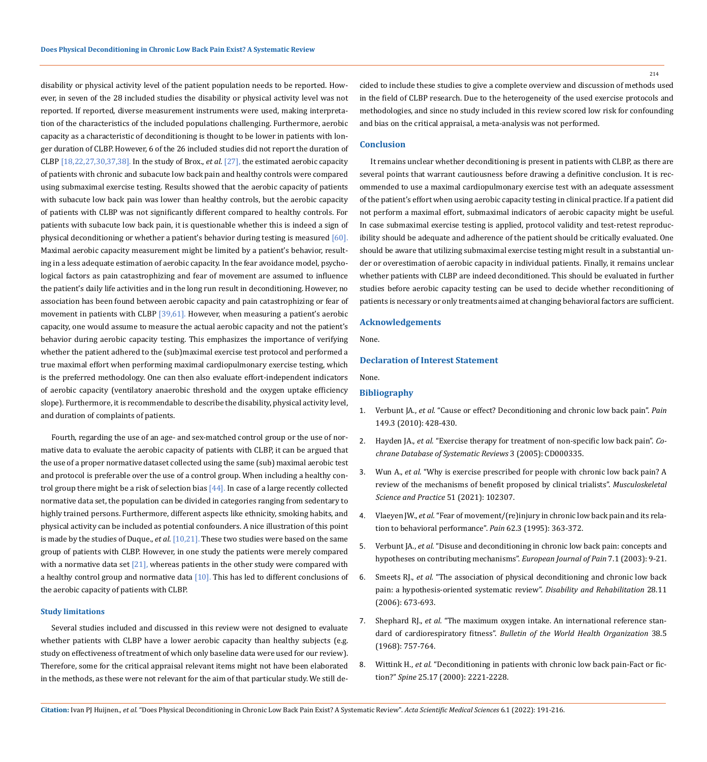disability or physical activity level of the patient population needs to be reported. However, in seven of the 28 included studies the disability or physical activity level was not reported. If reported, diverse measurement instruments were used, making interpretation of the characteristics of the included populations challenging. Furthermore, aerobic capacity as a characteristic of deconditioning is thought to be lower in patients with longer duration of CLBP. However, 6 of the 26 included studies did not report the duration of CLBP [18,22,27,30,37,38]. In the study of Brox., *et al.* [27], the estimated aerobic capacity of patients with chronic and subacute low back pain and healthy controls were compared using submaximal exercise testing. Results showed that the aerobic capacity of patients with subacute low back pain was lower than healthy controls, but the aerobic capacity of patients with CLBP was not significantly different compared to healthy controls. For patients with subacute low back pain, it is questionable whether this is indeed a sign of physical deconditioning or whether a patient's behavior during testing is measured [60]. Maximal aerobic capacity measurement might be limited by a patient's behavior, resulting in a less adequate estimation of aerobic capacity. In the fear avoidance model, psychological factors as pain catastrophizing and fear of movement are assumed to influence the patient's daily life activities and in the long run result in deconditioning. However, no association has been found between aerobic capacity and pain catastrophizing or fear of movement in patients with CLBP [39,61]. However, when measuring a patient's aerobic capacity, one would assume to measure the actual aerobic capacity and not the patient's behavior during aerobic capacity testing. This emphasizes the importance of verifying whether the patient adhered to the (sub)maximal exercise test protocol and performed a true maximal effort when performing maximal cardiopulmonary exercise testing, which is the preferred methodology. One can then also evaluate effort-independent indicators of aerobic capacity (ventilatory anaerobic threshold and the oxygen uptake efficiency slope). Furthermore, it is recommendable to describe the disability, physical activity level, and duration of complaints of patients.

Fourth, regarding the use of an age- and sex-matched control group or the use of normative data to evaluate the aerobic capacity of patients with CLBP, it can be argued that the use of a proper normative dataset collected using the same (sub) maximal aerobic test and protocol is preferable over the use of a control group. When including a healthy control group there might be a risk of selection bias [44]. In case of a large recently collected normative data set, the population can be divided in categories ranging from sedentary to highly trained persons. Furthermore, different aspects like ethnicity, smoking habits, and physical activity can be included as potential confounders. A nice illustration of this point is made by the studies of Duque., *et al.* [10,21]. These two studies were based on the same group of patients with CLBP. However, in one study the patients were merely compared with a normative data set [21], whereas patients in the other study were compared with a healthy control group and normative data [10]. This has led to different conclusions of the aerobic capacity of patients with CLBP.

### Study limitations

Several studies included and discussed in this review were not designed to evaluate whether patients with CLBP have a lower aerobic capacity than healthy subjects (e.g. study on effectiveness of treatment of which only baseline data were used for our review). Therefore, some for the critical appraisal relevant items might not have been elaborated in the methods, as these were not relevant for the aim of that particular study. We still decided to include these studies to give a complete overview and discussion of methods used in the field of CLBP research. Due to the heterogeneity of the used exercise protocols and methodologies, and since no study included in this review scored low risk for confounding and bias on the critical appraisal, a meta-analysis was not performed.

## Conclusion

It remains unclear whether deconditioning is present in patients with CLBP, as there are several points that warrant cautiousness before drawing a definitive conclusion. It is recommended to use a maximal cardiopulmonary exercise test with an adequate assessment of the patient's effort when using aerobic capacity testing in clinical practice. If a patient did not perform a maximal effort, submaximal indicators of aerobic capacity might be useful. In case submaximal exercise testing is applied, protocol validity and test-retest reproducibility should be adequate and adherence of the patient should be critically evaluated. One should be aware that utilizing submaximal exercise testing might result in a substantial under or overestimation of aerobic capacity in individual patients. Finally, it remains unclear whether patients with CLBP are indeed deconditioned. This should be evaluated in further studies before aerobic capacity testing can be used to decide whether reconditioning of patients is necessary or only treatments aimed at changing behavioral factors are sufficient.

## Acknowledgements

None.

## Declaration of Interest Statement

None.

## Bibliography

1. Verbunt JA., *et al.* "Cause or effect? Deconditioning and chronic low back pain". *Pain* 149.3 (2010): 428-430.
2. Hayden JA., *et al.* "Exercise therapy for treatment of non-specific low back pain". *Cochrane Database of Systematic Reviews* 3 (2005): CD000335.
3. Wun A., *et al.* "Why is exercise prescribed for people with chronic low back pain? A review of the mechanisms of benefit proposed by clinical trialists". *Musculoskeletal Science and Practice* 51 (2021): 102307.
4. Vlaeyen JW., *et al.* "Fear of movement/(re)injury in chronic low back pain and its relation to behavioral performance". *Pain* 62.3 (1995): 363-372.
5. Verbunt JA., *et al.* "Disuse and deconditioning in chronic low back pain: concepts and hypotheses on contributing mechanisms". *European Journal of Pain* 7.1 (2003): 9-21.
6. Smeets RJ., *et al.* "The association of physical deconditioning and chronic low back pain: a hypothesis-oriented systematic review". *Disability and Rehabilitation* 28.11 (2006): 673-693.
7. Shephard RJ., *et al.* "The maximum oxygen intake. An international reference standard of cardiorespiratory fitness". *Bulletin of the World Health Organization* 38.5 (1968): 757-764.
8. Wittink H., *et al.* "Deconditioning in patients with chronic low back pain-Fact or fiction?" *Spine* 25.17 (2000): 2221-2228.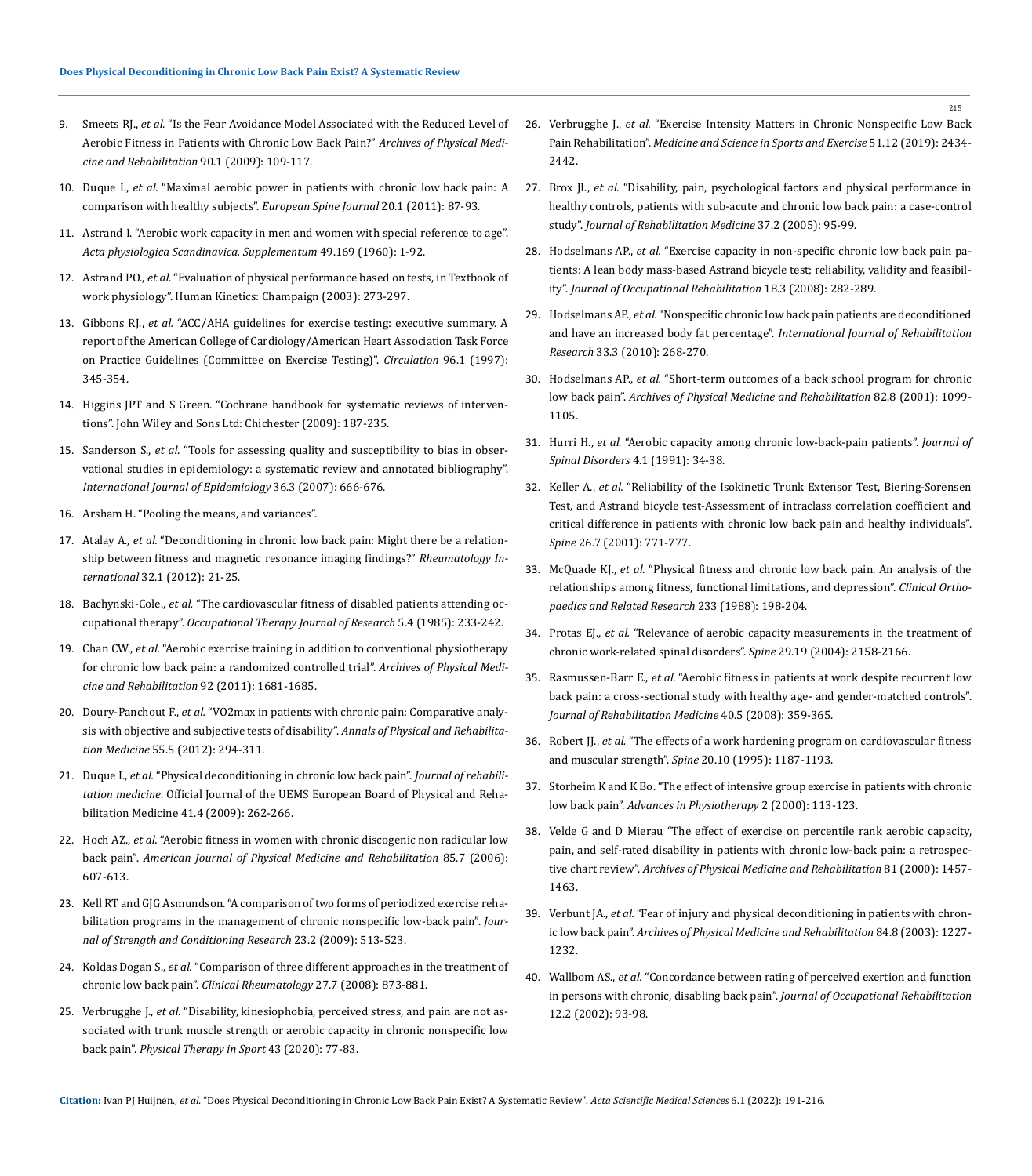9. Smeets RJ., *et al.* "Is the Fear Avoidance Model Associated with the Reduced Level of Aerobic Fitness in Patients with Chronic Low Back Pain?" *Archives of Physical Medicine and Rehabilitation* 90.1 (2009): 109-117.

10. Duque I., *et al.* "Maximal aerobic power in patients with chronic low back pain: A comparison with healthy subjects". *European Spine Journal* 20.1 (2011): 87-93.

11. Astrand I. "Aerobic work capacity in men and women with special reference to age". *Acta physiologica Scandinavica. Supplementum* 49.169 (1960): 1-92.

12. Astrand PO., *et al.* "Evaluation of physical performance based on tests, in Textbook of work physiology". Human Kinetics: Champaign (2003): 273-297.

13. Gibbons RJ., *et al.* "ACC/AHA guidelines for exercise testing: executive summary. A report of the American College of Cardiology/American Heart Association Task Force on Practice Guidelines (Committee on Exercise Testing)". *Circulation* 96.1 (1997): 345-354.

14. Higgins JPT and S Green. "Cochrane handbook for systematic reviews of interventions". John Wiley and Sons Ltd: Chichester (2009): 187-235.

15. Sanderson S., *et al.* "Tools for assessing quality and susceptibility to bias in observational studies in epidemiology: a systematic review and annotated bibliography". *International Journal of Epidemiology* 36.3 (2007): 666-676.

16. Arsham H. "Pooling the means, and variances".

17. Atalay A., *et al.* "Deconditioning in chronic low back pain: Might there be a relationship between fitness and magnetic resonance imaging findings?" *Rheumatology International* 32.1 (2012): 21-25.

18. Bachynski-Cole., *et al.* "The cardiovascular fitness of disabled patients attending occupational therapy". *Occupational Therapy Journal of Research* 5.4 (1985): 233-242.

19. Chan CW., *et al.* "Aerobic exercise training in addition to conventional physiotherapy for chronic low back pain: a randomized controlled trial". *Archives of Physical Medicine and Rehabilitation* 92 (2011): 1681-1685.

20. Doury-Panchout F., *et al.* "VO2max in patients with chronic pain: Comparative analysis with objective and subjective tests of disability". *Annals of Physical and Rehabilitation Medicine* 55.5 (2012): 294-311.

21. Duque I., *et al.* "Physical deconditioning in chronic low back pain". *Journal of rehabilitation medicine*. Official Journal of the UEMS European Board of Physical and Rehabilitation Medicine 41.4 (2009): 262-266.

22. Hoch AZ., *et al.* "Aerobic fitness in women with chronic discogenic non radicular low back pain". *American Journal of Physical Medicine and Rehabilitation* 85.7 (2006): 607-613.

23. Kell RT and GJG Asmundson. "A comparison of two forms of periodized exercise rehabilitation programs in the management of chronic nonspecific low-back pain". *Journal of Strength and Conditioning Research* 23.2 (2009): 513-523.

24. Koldas Dogan S., *et al.* "Comparison of three different approaches in the treatment of chronic low back pain". *Clinical Rheumatology* 27.7 (2008): 873-881.

25. Verbrugghe J., *et al.* "Disability, kinesiophobia, perceived stress, and pain are not associated with trunk muscle strength or aerobic capacity in chronic nonspecific low back pain". *Physical Therapy in Sport* 43 (2020): 77-83.

26. Verbrugghe J., *et al.* "Exercise Intensity Matters in Chronic Nonspecific Low Back Pain Rehabilitation". *Medicine and Science in Sports and Exercise* 51.12 (2019): 2434-2442.

27. Brox JI., *et al.* "Disability, pain, psychological factors and physical performance in healthy controls, patients with sub-acute and chronic low back pain: a case-control study". *Journal of Rehabilitation Medicine* 37.2 (2005): 95-99.

28. Hodselmans AP., *et al.* "Exercise capacity in non-specific chronic low back pain patients: A lean body mass-based Astrand bicycle test; reliability, validity and feasibility". *Journal of Occupational Rehabilitation* 18.3 (2008): 282-289.

29. Hodselmans AP., *et al.* "Nonspecific chronic low back pain patients are deconditioned and have an increased body fat percentage". *International Journal of Rehabilitation Research* 33.3 (2010): 268-270.

30. Hodselmans AP., *et al.* "Short-term outcomes of a back school program for chronic low back pain". *Archives of Physical Medicine and Rehabilitation* 82.8 (2001): 1099-1105.

31. Hurri H., *et al.* "Aerobic capacity among chronic low-back-pain patients". *Journal of Spinal Disorders* 4.1 (1991): 34-38.

32. Keller A., *et al.* "Reliability of the Isokinetic Trunk Extensor Test, Biering-Sorensen Test, and Astrand bicycle test-Assessment of intraclass correlation coefficient and critical difference in patients with chronic low back pain and healthy individuals". *Spine* 26.7 (2001): 771-777.

33. McQuade KJ., *et al.* "Physical fitness and chronic low back pain. An analysis of the relationships among fitness, functional limitations, and depression". *Clinical Orthopaedics and Related Research* 233 (1988): 198-204.

34. Protas EJ., *et al.* "Relevance of aerobic capacity measurements in the treatment of chronic work-related spinal disorders". *Spine* 29.19 (2004): 2158-2166.

35. Rasmussen-Barr E., *et al.* "Aerobic fitness in patients at work despite recurrent low back pain: a cross-sectional study with healthy age- and gender-matched controls". *Journal of Rehabilitation Medicine* 40.5 (2008): 359-365.

36. Robert JJ., *et al.* "The effects of a work hardening program on cardiovascular fitness and muscular strength". *Spine* 20.10 (1995): 1187-1193.

37. Storheim K and K Bo. "The effect of intensive group exercise in patients with chronic low back pain". *Advances in Physiotherapy* 2 (2000): 113-123.

38. Velde G and D Mierau "The effect of exercise on percentile rank aerobic capacity, pain, and self-rated disability in patients with chronic low-back pain: a retrospective chart review". *Archives of Physical Medicine and Rehabilitation* 81 (2000): 1457-1463.

39. Verbunt JA., *et al.* "Fear of injury and physical deconditioning in patients with chronic low back pain". *Archives of Physical Medicine and Rehabilitation* 84.8 (2003): 1227-1232.

40. Wallbom AS., *et al.* "Concordance between rating of perceived exertion and function in persons with chronic, disabling back pain". *Journal of Occupational Rehabilitation* 12.2 (2002): 93-98.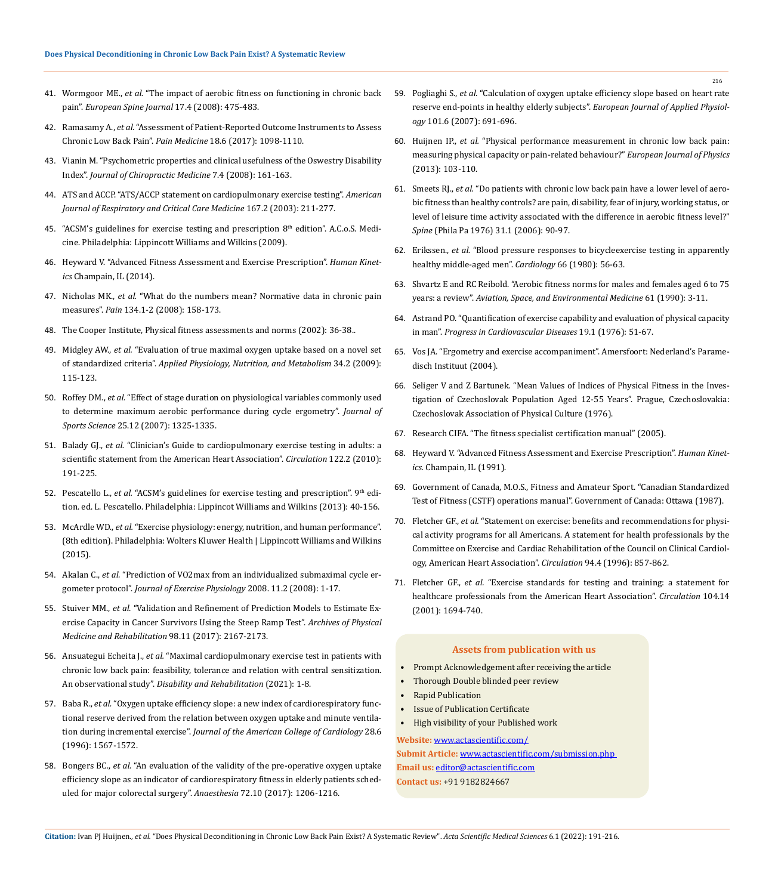41. Wormgoor ME., *et al.* "The impact of aerobic fitness on functioning in chronic back pain". *European Spine Journal* 17.4 (2008): 475-483.
42. Ramasamy A., *et al.* "Assessment of Patient-Reported Outcome Instruments to Assess Chronic Low Back Pain". *Pain Medicine* 18.6 (2017): 1098-1110.
43. Vianin M. "Psychometric properties and clinical usefulness of the Oswestry Disability Index". *Journal of Chiropractic Medicine* 7.4 (2008): 161-163.
44. ATS and ACCP. "ATS/ACCP statement on cardiopulmonary exercise testing". *American Journal of Respiratory and Critical Care Medicine* 167.2 (2003): 211-277.
45. "ACSM's guidelines for exercise testing and prescription 8th edition". A.C.o.S. Medicine. Philadelphia: Lippincott Williams and Wilkins (2009).
46. Heyward V. "Advanced Fitness Assessment and Exercise Prescription". *Human Kinetics* Champain, IL (2014).
47. Nicholas MK., *et al.* "What do the numbers mean? Normative data in chronic pain measures". *Pain* 134.1-2 (2008): 158-173.
48. The Cooper Institute, Physical fitness assessments and norms (2002): 36-38..
49. Midgley AW., *et al.* "Evaluation of true maximal oxygen uptake based on a novel set of standardized criteria". *Applied Physiology, Nutrition, and Metabolism* 34.2 (2009): 115-123.
50. Roffey DM., *et al.* "Effect of stage duration on physiological variables commonly used to determine maximum aerobic performance during cycle ergometry". *Journal of Sports Science* 25.12 (2007): 1325-1335.
51. Balady GJ., *et al.* "Clinician's Guide to cardiopulmonary exercise testing in adults: a scientific statement from the American Heart Association". *Circulation* 122.2 (2010): 191-225.
52. Pescatello L., *et al.* "ACSM's guidelines for exercise testing and prescription". 9th edition. ed. L. Pescatello. Philadelphia: Lippincot Williams and Wilkins (2013): 40-156.
53. McArdle WD., *et al.* "Exercise physiology: energy, nutrition, and human performance". (8th edition). Philadelphia: Wolters Kluwer Health | Lippincott Williams and Wilkins (2015).
54. Akalan C., *et al.* "Prediction of VO2max from an individualized submaximal cycle ergometer protocol". *Journal of Exercise Physiology* 2008. 11.2 (2008): 1-17.
55. Stuiver MM., *et al.* "Validation and Refinement of Prediction Models to Estimate Exercise Capacity in Cancer Survivors Using the Steep Ramp Test". *Archives of Physical Medicine and Rehabilitation* 98.11 (2017): 2167-2173.
56. Ansuategui Echeita J., *et al.* "Maximal cardiopulmonary exercise test in patients with chronic low back pain: feasibility, tolerance and relation with central sensitization. An observational study". *Disability and Rehabilitation* (2021): 1-8.
57. Baba R., *et al.* "Oxygen uptake efficiency slope: a new index of cardiorespiratory functional reserve derived from the relation between oxygen uptake and minute ventilation during incremental exercise". *Journal of the American College of Cardiology* 28.6 (1996): 1567-1572.
58. Bongers BC., *et al.* "An evaluation of the validity of the pre-operative oxygen uptake efficiency slope as an indicator of cardiorespiratory fitness in elderly patients scheduled for major colorectal surgery". *Anaesthesia* 72.10 (2017): 1206-1216.
59. Pogliaghi S., *et al.* "Calculation of oxygen uptake efficiency slope based on heart rate reserve end-points in healthy elderly subjects". *European Journal of Applied Physiology* 101.6 (2007): 691-696.
60. Huijnen IP., *et al.* "Physical performance measurement in chronic low back pain: measuring physical capacity or pain-related behaviour?" *European Journal of Physics* (2013): 103-110.
61. Smeets RJ., *et al.* "Do patients with chronic low back pain have a lower level of aerobic fitness than healthy controls? are pain, disability, fear of injury, working status, or level of leisure time activity associated with the difference in aerobic fitness level?" *Spine* (Phila Pa 1976) 31.1 (2006): 90-97.
62. Erikssen., *et al.* "Blood pressure responses to bicycleexercise testing in apparently healthy middle-aged men". *Cardiology* 66 (1980): 56-63.
63. Shvartz E and RC Reibold. "Aerobic fitness norms for males and females aged 6 to 75 years: a review". *Aviation, Space, and Environmental Medicine* 61 (1990): 3-11.
64. Astrand PO. "Quantification of exercise capability and evaluation of physical capacity in man". *Progress in Cardiovascular Diseases* 19.1 (1976): 51-67.
65. Vos JA. "Ergometry and exercise accompaniment". Amersfoort: Nederland's Paramedisch Instituut (2004).
66. Seliger V and Z Bartunek. "Mean Values of Indices of Physical Fitness in the Investigation of Czechoslovak Population Aged 12-55 Years". Prague, Czechoslovakia: Czechoslovak Association of Physical Culture (1976).
67. Research CIFA. "The fitness specialist certification manual" (2005).
68. Heyward V. "Advanced Fitness Assessment and Exercise Prescription". *Human Kinetics*. Champain, IL (1991).
69. Government of Canada, M.O.S., Fitness and Amateur Sport. "Canadian Standardized Test of Fitness (CSTF) operations manual". Government of Canada: Ottawa (1987).
70. Fletcher GF., *et al.* "Statement on exercise: benefits and recommendations for physical activity programs for all Americans. A statement for health professionals by the Committee on Exercise and Cardiac Rehabilitation of the Council on Clinical Cardiology, American Heart Association". *Circulation* 94.4 (1996): 857-862.
71. Fletcher GF., *et al.* "Exercise standards for testing and training: a statement for healthcare professionals from the American Heart Association". *Circulation* 104.14 (2001): 1694-740.

**Assets from publication with us**

- Prompt Acknowledgement after receiving the article
- Thorough Double blinded peer review
- Rapid Publication
- Issue of Publication Certificate
- High visibility of your Published work

**Website:** www.actascientific.com/
**Submit Article:** www.actascientific.com/submission.php
**Email us:** editor@actascientific.com
**Contact us:** +91 9182824667